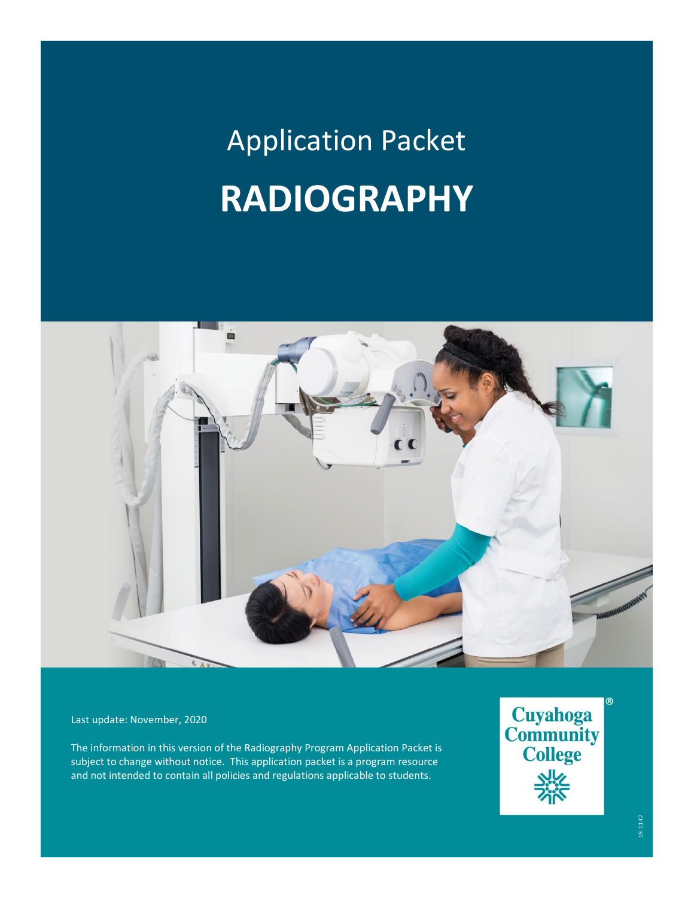# Application Packet

# RADIOGRAPHY

Last update: November, 2020

The information in this version of the Radiography Program Application Packet is subject to change without notice. This application packet is a program resource and not intended to contain all policies and regulations applicable to students.

Cuyahoga Community College®

18-1142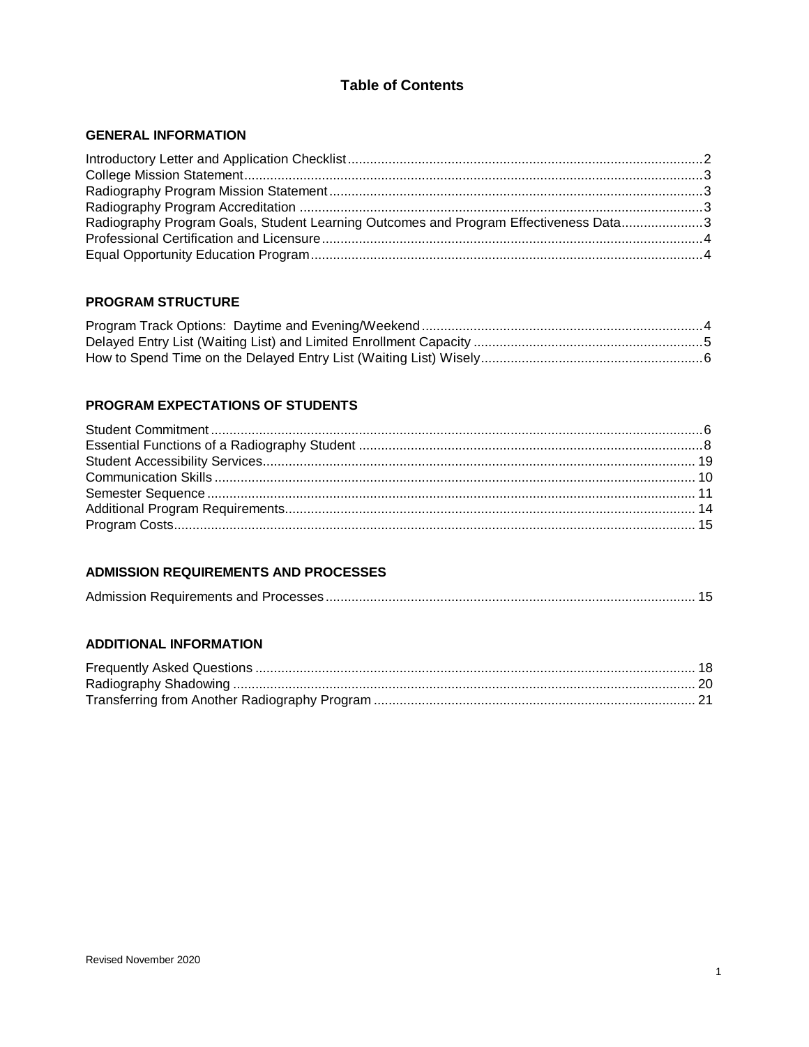# Table of Contents

## GENERAL INFORMATION

| | |
|---|---|
| Introductory Letter and Application Checklist | 2 |
| College Mission Statement | 3 |
| Radiography Program Mission Statement | 3 |
| Radiography Program Accreditation | 3 |
| Radiography Program Goals, Student Learning Outcomes and Program Effectiveness Data | 3 |
| Professional Certification and Licensure | 4 |
| Equal Opportunity Education Program | 4 |

## PROGRAM STRUCTURE

| | |
|---|---|
| Program Track Options: Daytime and Evening/Weekend | 4 |
| Delayed Entry List (Waiting List) and Limited Enrollment Capacity | 5 |
| How to Spend Time on the Delayed Entry List (Waiting List) Wisely | 6 |

## PROGRAM EXPECTATIONS OF STUDENTS

| | |
|---|---|
| Student Commitment | 6 |
| Essential Functions of a Radiography Student | 8 |
| Student Accessibility Services | 19 |
| Communication Skills | 10 |
| Semester Sequence | 11 |
| Additional Program Requirements | 14 |
| Program Costs | 15 |

## ADMISSION REQUIREMENTS AND PROCESSES

| | |
|---|---|
| Admission Requirements and Processes | 15 |

## ADDITIONAL INFORMATION

| | |
|---|---|
| Frequently Asked Questions | 18 |
| Radiography Shadowing | 20 |
| Transferring from Another Radiography Program | 21 |

Revised November 2020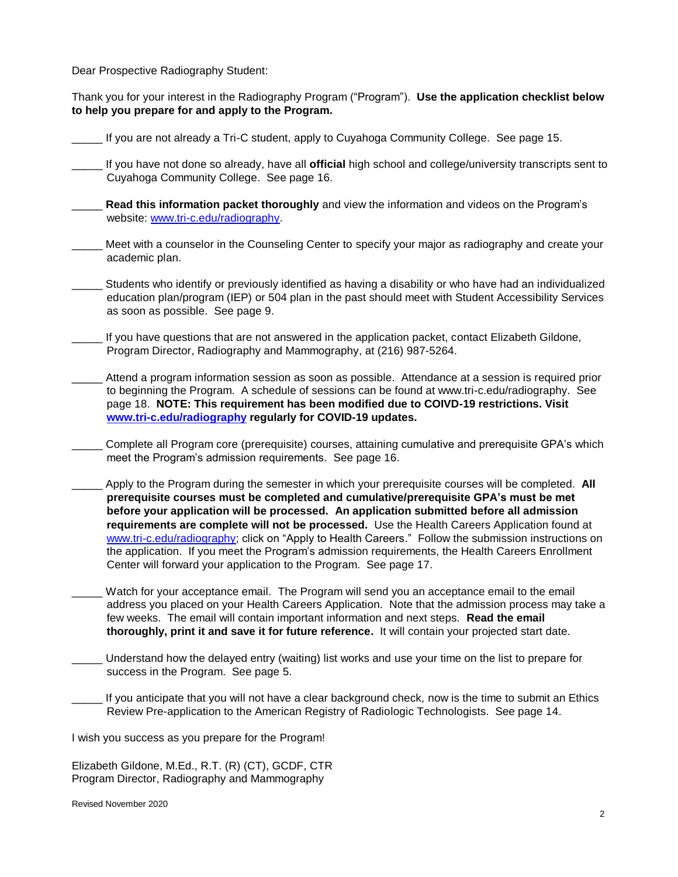Dear Prospective Radiography Student:

Thank you for your interest in the Radiography Program ("Program"). **Use the application checklist below to help you prepare for and apply to the Program.**

_____ If you are not already a Tri-C student, apply to Cuyahoga Community College. See page 15.

_____ If you have not done so already, have all **official** high school and college/university transcripts sent to Cuyahoga Community College. See page 16.

_____ **Read this information packet thoroughly** and view the information and videos on the Program's website: [www.tri-c.edu/radiography](www.tri-c.edu/radiography).

_____ Meet with a counselor in the Counseling Center to specify your major as radiography and create your academic plan.

_____ Students who identify or previously identified as having a disability or who have had an individualized education plan/program (IEP) or 504 plan in the past should meet with Student Accessibility Services as soon as possible. See page 9.

_____ If you have questions that are not answered in the application packet, contact Elizabeth Gildone, Program Director, Radiography and Mammography, at (216) 987-5264.

_____ Attend a program information session as soon as possible. Attendance at a session is required prior to beginning the Program. A schedule of sessions can be found at www.tri-c.edu/radiography. See page 18. **NOTE: This requirement has been modified due to COIVD-19 restrictions. Visit [www.tri-c.edu/radiography](www.tri-c.edu/radiography) regularly for COVID-19 updates.**

_____ Complete all Program core (prerequisite) courses, attaining cumulative and prerequisite GPA's which meet the Program's admission requirements. See page 16.

_____ Apply to the Program during the semester in which your prerequisite courses will be completed. **All prerequisite courses must be completed and cumulative/prerequisite GPA's must be met before your application will be processed. An application submitted before all admission requirements are complete will not be processed.** Use the Health Careers Application found at [www.tri-c.edu/radiography](www.tri-c.edu/radiography); click on "Apply to Health Careers." Follow the submission instructions on the application. If you meet the Program's admission requirements, the Health Careers Enrollment Center will forward your application to the Program. See page 17.

_____ Watch for your acceptance email. The Program will send you an acceptance email to the email address you placed on your Health Careers Application. Note that the admission process may take a few weeks. The email will contain important information and next steps. **Read the email thoroughly, print it and save it for future reference.** It will contain your projected start date.

_____ Understand how the delayed entry (waiting) list works and use your time on the list to prepare for success in the Program. See page 5.

_____ If you anticipate that you will not have a clear background check, now is the time to submit an Ethics Review Pre-application to the American Registry of Radiologic Technologists. See page 14.

I wish you success as you prepare for the Program!

Elizabeth Gildone, M.Ed., R.T. (R) (CT), GCDF, CTR
Program Director, Radiography and Mammography

Revised November 2020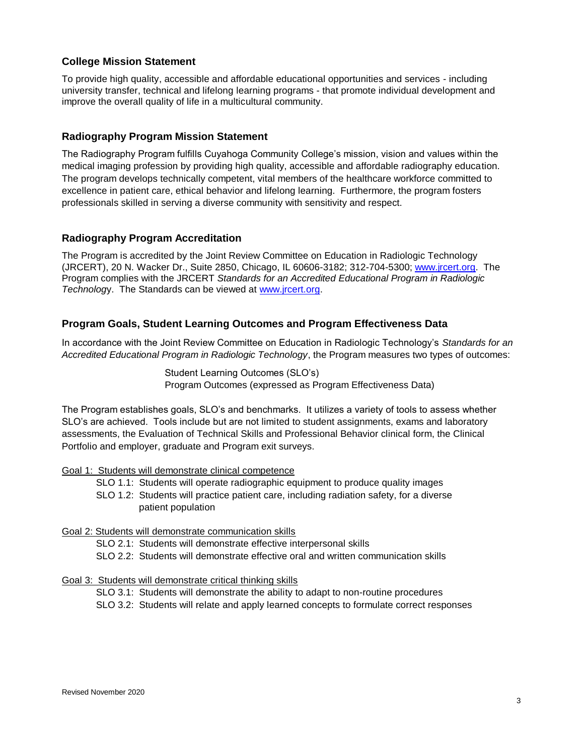## College Mission Statement

To provide high quality, accessible and affordable educational opportunities and services - including university transfer, technical and lifelong learning programs - that promote individual development and improve the overall quality of life in a multicultural community.

## Radiography Program Mission Statement

The Radiography Program fulfills Cuyahoga Community College's mission, vision and values within the medical imaging profession by providing high quality, accessible and affordable radiography education. The program develops technically competent, vital members of the healthcare workforce committed to excellence in patient care, ethical behavior and lifelong learning. Furthermore, the program fosters professionals skilled in serving a diverse community with sensitivity and respect.

## Radiography Program Accreditation

The Program is accredited by the Joint Review Committee on Education in Radiologic Technology (JRCERT), 20 N. Wacker Dr., Suite 2850, Chicago, IL 60606-3182; 312-704-5300; www.jrcert.org. The Program complies with the JRCERT *Standards for an Accredited Educational Program in Radiologic Technology*. The Standards can be viewed at www.jrcert.org.

## Program Goals, Student Learning Outcomes and Program Effectiveness Data

In accordance with the Joint Review Committee on Education in Radiologic Technology's *Standards for an Accredited Educational Program in Radiologic Technology*, the Program measures two types of outcomes:

Student Learning Outcomes (SLO's)
Program Outcomes (expressed as Program Effectiveness Data)

The Program establishes goals, SLO's and benchmarks. It utilizes a variety of tools to assess whether SLO's are achieved. Tools include but are not limited to student assignments, exams and laboratory assessments, the Evaluation of Technical Skills and Professional Behavior clinical form, the Clinical Portfolio and employer, graduate and Program exit surveys.

Goal 1: Students will demonstrate clinical competence

- SLO 1.1: Students will operate radiographic equipment to produce quality images
- SLO 1.2: Students will practice patient care, including radiation safety, for a diverse patient population

Goal 2: Students will demonstrate communication skills

- SLO 2.1: Students will demonstrate effective interpersonal skills
- SLO 2.2: Students will demonstrate effective oral and written communication skills

Goal 3: Students will demonstrate critical thinking skills

- SLO 3.1: Students will demonstrate the ability to adapt to non-routine procedures
- SLO 3.2: Students will relate and apply learned concepts to formulate correct responses

Revised November 2020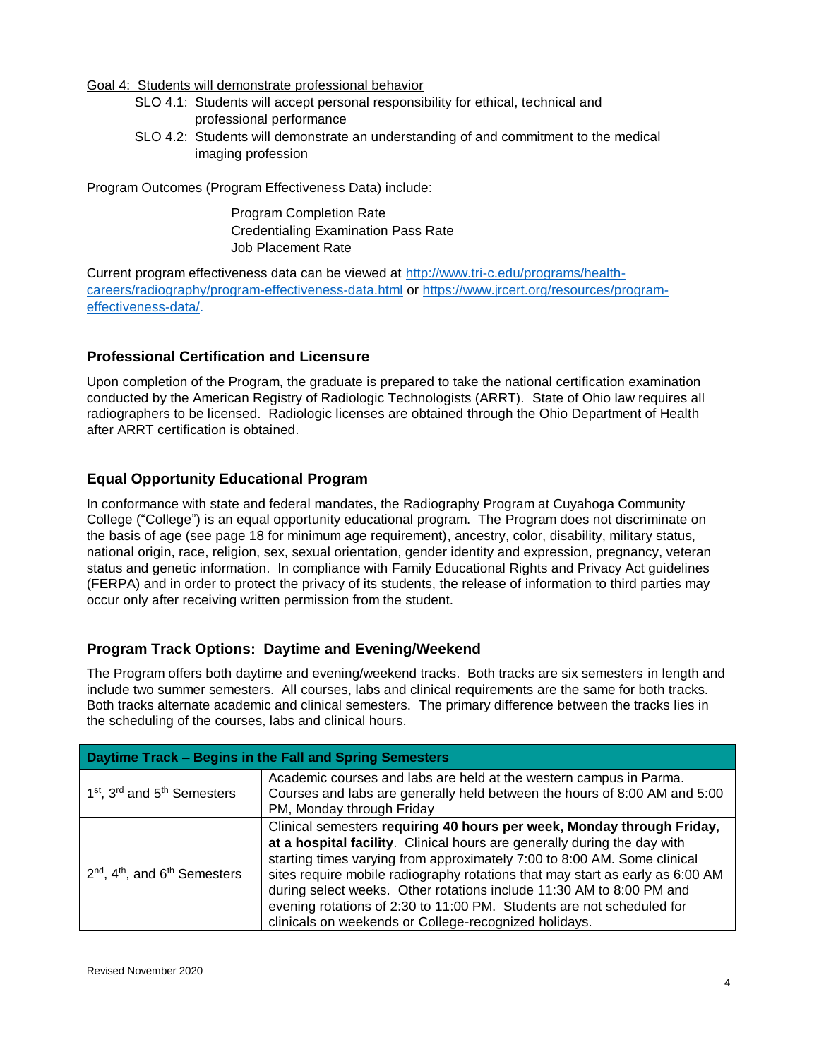<u>Goal 4: Students will demonstrate professional behavior</u>

- SLO 4.1: Students will accept personal responsibility for ethical, technical and professional performance
- SLO 4.2: Students will demonstrate an understanding of and commitment to the medical imaging profession

Program Outcomes (Program Effectiveness Data) include:

Program Completion Rate
Credentialing Examination Pass Rate
Job Placement Rate

Current program effectiveness data can be viewed at http://www.tri-c.edu/programs/health-careers/radiography/program-effectiveness-data.html or https://www.jrcert.org/resources/program-effectiveness-data/.

## Professional Certification and Licensure

Upon completion of the Program, the graduate is prepared to take the national certification examination conducted by the American Registry of Radiologic Technologists (ARRT). State of Ohio law requires all radiographers to be licensed. Radiologic licenses are obtained through the Ohio Department of Health after ARRT certification is obtained.

## Equal Opportunity Educational Program

In conformance with state and federal mandates, the Radiography Program at Cuyahoga Community College ("College") is an equal opportunity educational program. The Program does not discriminate on the basis of age (see page 18 for minimum age requirement), ancestry, color, disability, military status, national origin, race, religion, sex, sexual orientation, gender identity and expression, pregnancy, veteran status and genetic information. In compliance with Family Educational Rights and Privacy Act guidelines (FERPA) and in order to protect the privacy of its students, the release of information to third parties may occur only after receiving written permission from the student.

## Program Track Options: Daytime and Evening/Weekend

The Program offers both daytime and evening/weekend tracks. Both tracks are six semesters in length and include two summer semesters. All courses, labs and clinical requirements are the same for both tracks. Both tracks alternate academic and clinical semesters. The primary difference between the tracks lies in the scheduling of the courses, labs and clinical hours.

| **Daytime Track – Begins in the Fall and Spring Semesters** | |
|---|---|
| 1st, 3rd and 5th Semesters | Academic courses and labs are held at the western campus in Parma. Courses and labs are generally held between the hours of 8:00 AM and 5:00 PM, Monday through Friday |
| 2nd, 4th, and 6th Semesters | Clinical semesters **requiring 40 hours per week, Monday through Friday, at a hospital facility**. Clinical hours are generally during the day with starting times varying from approximately 7:00 to 8:00 AM. Some clinical sites require mobile radiography rotations that may start as early as 6:00 AM during select weeks. Other rotations include 11:30 AM to 8:00 PM and evening rotations of 2:30 to 11:00 PM. Students are not scheduled for clinicals on weekends or College-recognized holidays. |

Revised November 2020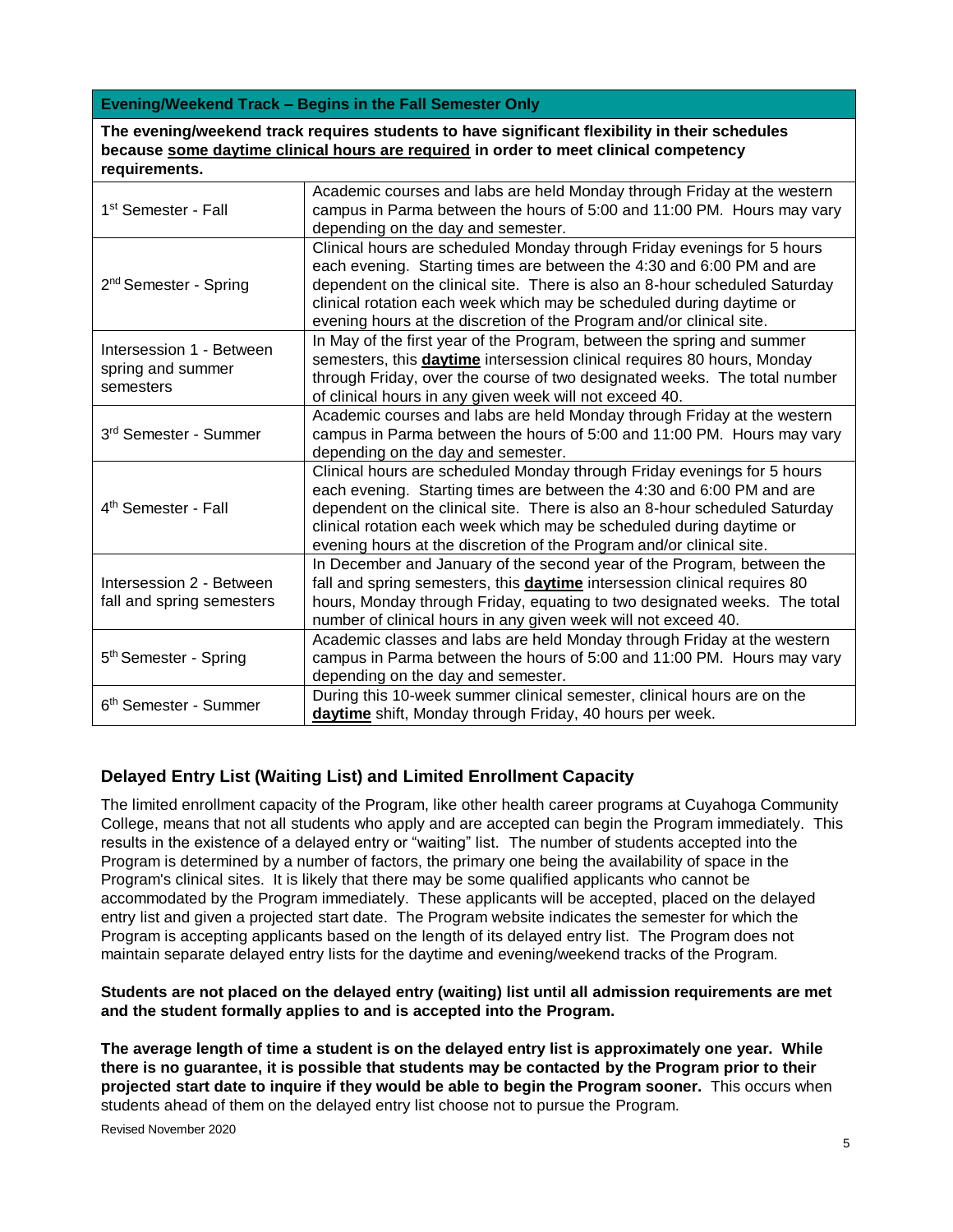| **Evening/Weekend Track – Begins in the Fall Semester Only** | |
|---|---|
| **The evening/weekend track requires students to have significant flexibility in their schedules because <u>some daytime clinical hours are required</u> in order to meet clinical competency requirements.** | |
| 1st Semester - Fall | Academic courses and labs are held Monday through Friday at the western campus in Parma between the hours of 5:00 and 11:00 PM. Hours may vary depending on the day and semester. |
| 2nd Semester - Spring | Clinical hours are scheduled Monday through Friday evenings for 5 hours each evening. Starting times are between the 4:30 and 6:00 PM and are dependent on the clinical site. There is also an 8-hour scheduled Saturday clinical rotation each week which may be scheduled during daytime or evening hours at the discretion of the Program and/or clinical site. |
| Intersession 1 - Between spring and summer semesters | In May of the first year of the Program, between the spring and summer semesters, this **<u>daytime</u>** intersession clinical requires 80 hours, Monday through Friday, over the course of two designated weeks. The total number of clinical hours in any given week will not exceed 40. |
| 3rd Semester - Summer | Academic courses and labs are held Monday through Friday at the western campus in Parma between the hours of 5:00 and 11:00 PM. Hours may vary depending on the day and semester. |
| 4th Semester - Fall | Clinical hours are scheduled Monday through Friday evenings for 5 hours each evening. Starting times are between the 4:30 and 6:00 PM and are dependent on the clinical site. There is also an 8-hour scheduled Saturday clinical rotation each week which may be scheduled during daytime or evening hours at the discretion of the Program and/or clinical site. |
| Intersession 2 - Between fall and spring semesters | In December and January of the second year of the Program, between the fall and spring semesters, this **<u>daytime</u>** intersession clinical requires 80 hours, Monday through Friday, equating to two designated weeks. The total number of clinical hours in any given week will not exceed 40. |
| 5th Semester - Spring | Academic classes and labs are held Monday through Friday at the western campus in Parma between the hours of 5:00 and 11:00 PM. Hours may vary depending on the day and semester. |
| 6th Semester - Summer | During this 10-week summer clinical semester, clinical hours are on the **<u>daytime</u>** shift, Monday through Friday, 40 hours per week. |

## Delayed Entry List (Waiting List) and Limited Enrollment Capacity

The limited enrollment capacity of the Program, like other health career programs at Cuyahoga Community College, means that not all students who apply and are accepted can begin the Program immediately. This results in the existence of a delayed entry or "waiting" list. The number of students accepted into the Program is determined by a number of factors, the primary one being the availability of space in the Program's clinical sites. It is likely that there may be some qualified applicants who cannot be accommodated by the Program immediately. These applicants will be accepted, placed on the delayed entry list and given a projected start date. The Program website indicates the semester for which the Program is accepting applicants based on the length of its delayed entry list. The Program does not maintain separate delayed entry lists for the daytime and evening/weekend tracks of the Program.

**Students are not placed on the delayed entry (waiting) list until all admission requirements are met and the student formally applies to and is accepted into the Program.**

**The average length of time a student is on the delayed entry list is approximately one year. While there is no guarantee, it is possible that students may be contacted by the Program prior to their projected start date to inquire if they would be able to begin the Program sooner.** This occurs when students ahead of them on the delayed entry list choose not to pursue the Program.

Revised November 2020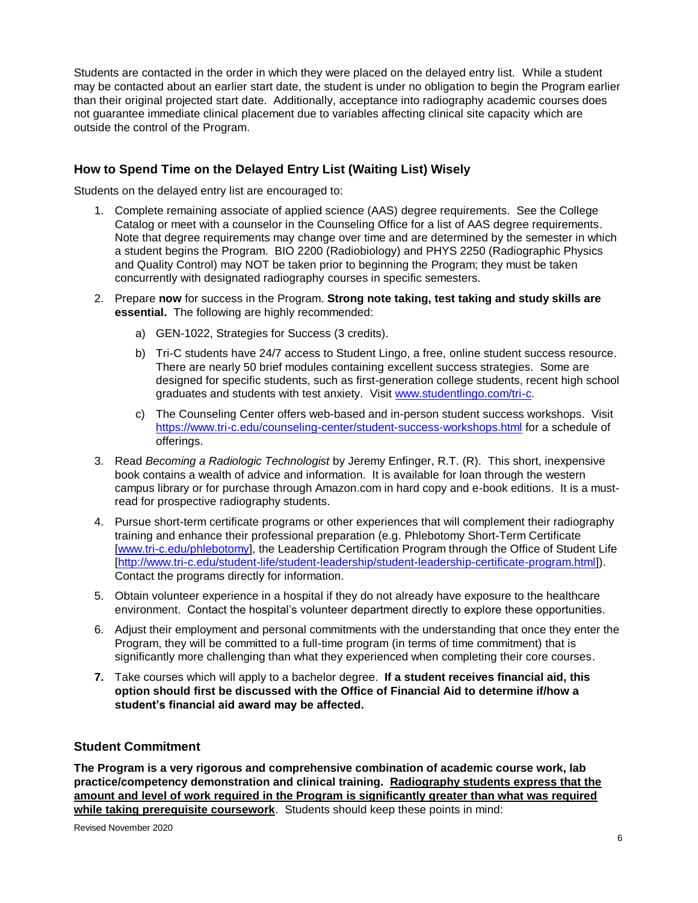Students are contacted in the order in which they were placed on the delayed entry list. While a student may be contacted about an earlier start date, the student is under no obligation to begin the Program earlier than their original projected start date. Additionally, acceptance into radiography academic courses does not guarantee immediate clinical placement due to variables affecting clinical site capacity which are outside the control of the Program.

### How to Spend Time on the Delayed Entry List (Waiting List) Wisely

Students on the delayed entry list are encouraged to:

1. Complete remaining associate of applied science (AAS) degree requirements. See the College Catalog or meet with a counselor in the Counseling Office for a list of AAS degree requirements. Note that degree requirements may change over time and are determined by the semester in which a student begins the Program. BIO 2200 (Radiobiology) and PHYS 2250 (Radiographic Physics and Quality Control) may NOT be taken prior to beginning the Program; they must be taken concurrently with designated radiography courses in specific semesters.
2. Prepare **now** for success in the Program. **Strong note taking, test taking and study skills are essential.** The following are highly recommended:
   a) GEN-1022, Strategies for Success (3 credits).
   b) Tri-C students have 24/7 access to Student Lingo, a free, online student success resource. There are nearly 50 brief modules containing excellent success strategies. Some are designed for specific students, such as first-generation college students, recent high school graduates and students with test anxiety. Visit www.studentlingo.com/tri-c.
   c) The Counseling Center offers web-based and in-person student success workshops. Visit https://www.tri-c.edu/counseling-center/student-success-workshops.html for a schedule of offerings.
3. Read *Becoming a Radiologic Technologist* by Jeremy Enfinger, R.T. (R). This short, inexpensive book contains a wealth of advice and information. It is available for loan through the western campus library or for purchase through Amazon.com in hard copy and e-book editions. It is a must-read for prospective radiography students.
4. Pursue short-term certificate programs or other experiences that will complement their radiography training and enhance their professional preparation (e.g. Phlebotomy Short-Term Certificate [www.tri-c.edu/phlebotomy], the Leadership Certification Program through the Office of Student Life [http://www.tri-c.edu/student-life/student-leadership/student-leadership-certificate-program.html]). Contact the programs directly for information.
5. Obtain volunteer experience in a hospital if they do not already have exposure to the healthcare environment. Contact the hospital's volunteer department directly to explore these opportunities.
6. Adjust their employment and personal commitments with the understanding that once they enter the Program, they will be committed to a full-time program (in terms of time commitment) that is significantly more challenging than what they experienced when completing their core courses.
7. Take courses which will apply to a bachelor degree. **If a student receives financial aid, this option should first be discussed with the Office of Financial Aid to determine if/how a student's financial aid award may be affected.**

### Student Commitment

**The Program is a very rigorous and comprehensive combination of academic course work, lab practice/competency demonstration and clinical training. Radiography students express that the amount and level of work required in the Program is significantly greater than what was required while taking prerequisite coursework**. Students should keep these points in mind:

Revised November 2020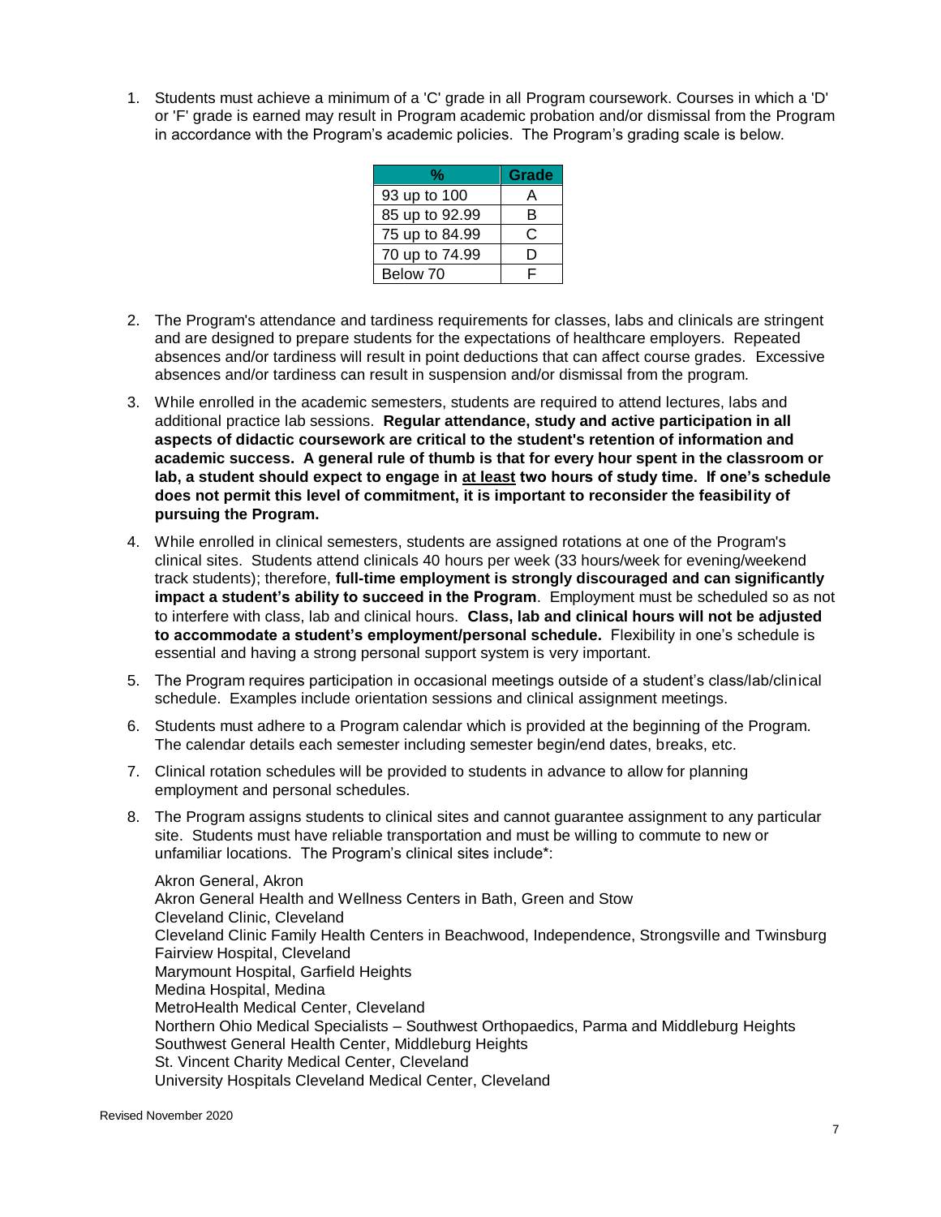1. Students must achieve a minimum of a 'C' grade in all Program coursework. Courses in which a 'D' or 'F' grade is earned may result in Program academic probation and/or dismissal from the Program in accordance with the Program's academic policies. The Program's grading scale is below.

| % | Grade |
|---|---|
| 93 up to 100 | A |
| 85 up to 92.99 | B |
| 75 up to 84.99 | C |
| 70 up to 74.99 | D |
| Below 70 | F |

2. The Program's attendance and tardiness requirements for classes, labs and clinicals are stringent and are designed to prepare students for the expectations of healthcare employers. Repeated absences and/or tardiness will result in point deductions that can affect course grades. Excessive absences and/or tardiness can result in suspension and/or dismissal from the program.

3. While enrolled in the academic semesters, students are required to attend lectures, labs and additional practice lab sessions. **Regular attendance, study and active participation in all aspects of didactic coursework are critical to the student's retention of information and academic success. A general rule of thumb is that for every hour spent in the classroom or lab, a student should expect to engage in at least two hours of study time. If one's schedule does not permit this level of commitment, it is important to reconsider the feasibility of pursuing the Program.**

4. While enrolled in clinical semesters, students are assigned rotations at one of the Program's clinical sites. Students attend clinicals 40 hours per week (33 hours/week for evening/weekend track students); therefore, **full-time employment is strongly discouraged and can significantly impact a student's ability to succeed in the Program**. Employment must be scheduled so as not to interfere with class, lab and clinical hours. **Class, lab and clinical hours will not be adjusted to accommodate a student's employment/personal schedule.** Flexibility in one's schedule is essential and having a strong personal support system is very important.

5. The Program requires participation in occasional meetings outside of a student's class/lab/clinical schedule. Examples include orientation sessions and clinical assignment meetings.

6. Students must adhere to a Program calendar which is provided at the beginning of the Program. The calendar details each semester including semester begin/end dates, breaks, etc.

7. Clinical rotation schedules will be provided to students in advance to allow for planning employment and personal schedules.

8. The Program assigns students to clinical sites and cannot guarantee assignment to any particular site. Students must have reliable transportation and must be willing to commute to new or unfamiliar locations. The Program's clinical sites include*:

   Akron General, Akron
   Akron General Health and Wellness Centers in Bath, Green and Stow
   Cleveland Clinic, Cleveland
   Cleveland Clinic Family Health Centers in Beachwood, Independence, Strongsville and Twinsburg
   Fairview Hospital, Cleveland
   Marymount Hospital, Garfield Heights
   Medina Hospital, Medina
   MetroHealth Medical Center, Cleveland
   Northern Ohio Medical Specialists – Southwest Orthopaedics, Parma and Middleburg Heights
   Southwest General Health Center, Middleburg Heights
   St. Vincent Charity Medical Center, Cleveland
   University Hospitals Cleveland Medical Center, Cleveland

Revised November 2020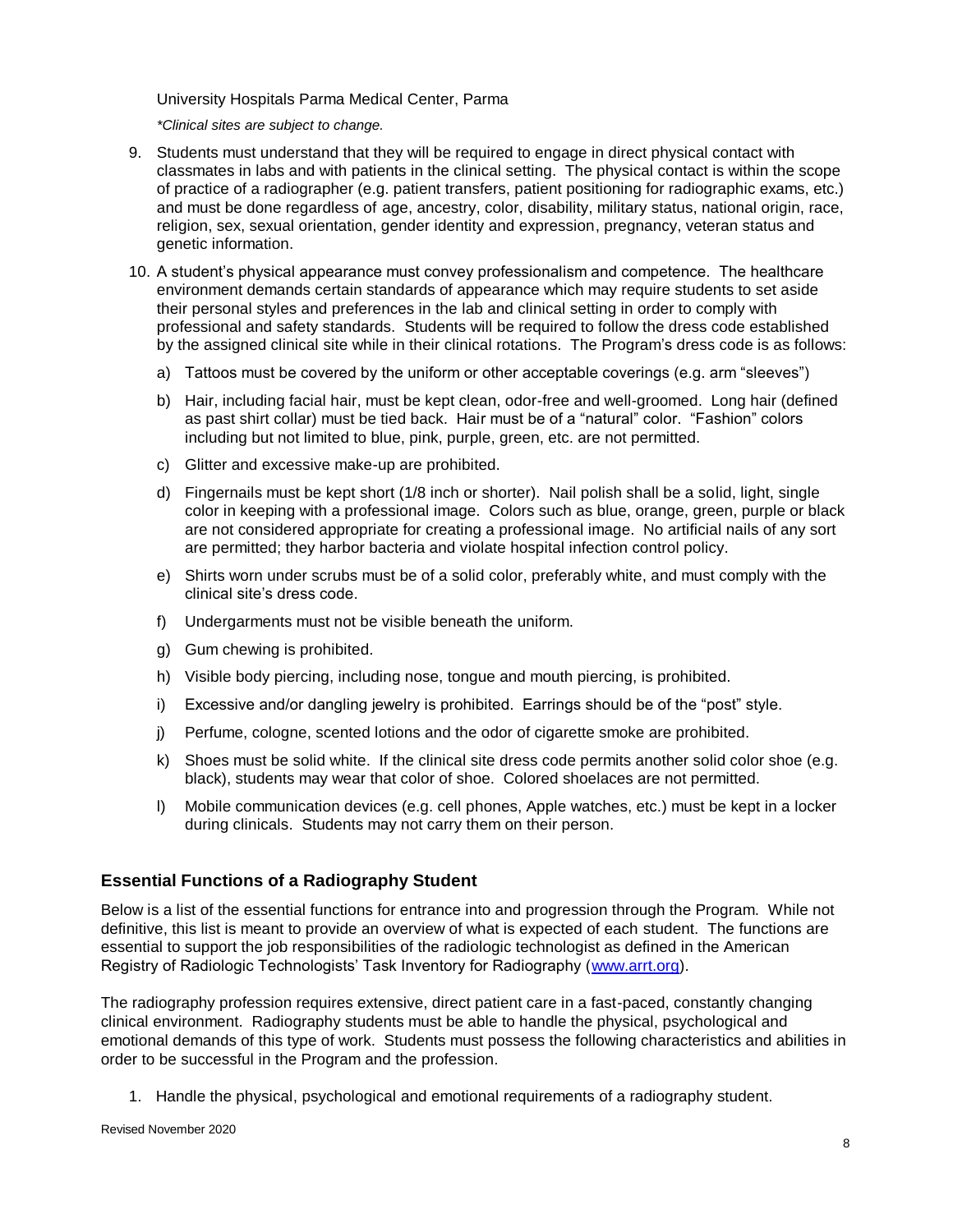University Hospitals Parma Medical Center, Parma

*\*Clinical sites are subject to change.*

9. Students must understand that they will be required to engage in direct physical contact with classmates in labs and with patients in the clinical setting. The physical contact is within the scope of practice of a radiographer (e.g. patient transfers, patient positioning for radiographic exams, etc.) and must be done regardless of age, ancestry, color, disability, military status, national origin, race, religion, sex, sexual orientation, gender identity and expression, pregnancy, veteran status and genetic information.

10. A student's physical appearance must convey professionalism and competence. The healthcare environment demands certain standards of appearance which may require students to set aside their personal styles and preferences in the lab and clinical setting in order to comply with professional and safety standards. Students will be required to follow the dress code established by the assigned clinical site while in their clinical rotations. The Program's dress code is as follows:

    a) Tattoos must be covered by the uniform or other acceptable coverings (e.g. arm "sleeves")

    b) Hair, including facial hair, must be kept clean, odor-free and well-groomed. Long hair (defined as past shirt collar) must be tied back. Hair must be of a "natural" color. "Fashion" colors including but not limited to blue, pink, purple, green, etc. are not permitted.

    c) Glitter and excessive make-up are prohibited.

    d) Fingernails must be kept short (1/8 inch or shorter). Nail polish shall be a solid, light, single color in keeping with a professional image. Colors such as blue, orange, green, purple or black are not considered appropriate for creating a professional image. No artificial nails of any sort are permitted; they harbor bacteria and violate hospital infection control policy.

    e) Shirts worn under scrubs must be of a solid color, preferably white, and must comply with the clinical site's dress code.

    f) Undergarments must not be visible beneath the uniform.

    g) Gum chewing is prohibited.

    h) Visible body piercing, including nose, tongue and mouth piercing, is prohibited.

    i) Excessive and/or dangling jewelry is prohibited. Earrings should be of the "post" style.

    j) Perfume, cologne, scented lotions and the odor of cigarette smoke are prohibited.

    k) Shoes must be solid white. If the clinical site dress code permits another solid color shoe (e.g. black), students may wear that color of shoe. Colored shoelaces are not permitted.

    l) Mobile communication devices (e.g. cell phones, Apple watches, etc.) must be kept in a locker during clinicals. Students may not carry them on their person.

## Essential Functions of a Radiography Student

Below is a list of the essential functions for entrance into and progression through the Program. While not definitive, this list is meant to provide an overview of what is expected of each student. The functions are essential to support the job responsibilities of the radiologic technologist as defined in the American Registry of Radiologic Technologists' Task Inventory for Radiography (www.arrt.org).

The radiography profession requires extensive, direct patient care in a fast-paced, constantly changing clinical environment. Radiography students must be able to handle the physical, psychological and emotional demands of this type of work. Students must possess the following characteristics and abilities in order to be successful in the Program and the profession.

1. Handle the physical, psychological and emotional requirements of a radiography student.

Revised November 2020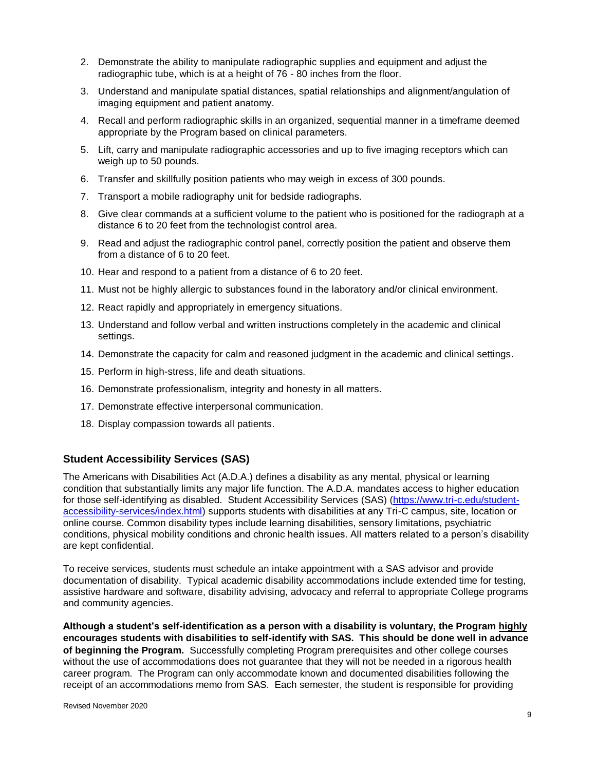2. Demonstrate the ability to manipulate radiographic supplies and equipment and adjust the radiographic tube, which is at a height of 76 - 80 inches from the floor.
3. Understand and manipulate spatial distances, spatial relationships and alignment/angulation of imaging equipment and patient anatomy.
4. Recall and perform radiographic skills in an organized, sequential manner in a timeframe deemed appropriate by the Program based on clinical parameters.
5. Lift, carry and manipulate radiographic accessories and up to five imaging receptors which can weigh up to 50 pounds.
6. Transfer and skillfully position patients who may weigh in excess of 300 pounds.
7. Transport a mobile radiography unit for bedside radiographs.
8. Give clear commands at a sufficient volume to the patient who is positioned for the radiograph at a distance 6 to 20 feet from the technologist control area.
9. Read and adjust the radiographic control panel, correctly position the patient and observe them from a distance of 6 to 20 feet.
10. Hear and respond to a patient from a distance of 6 to 20 feet.
11. Must not be highly allergic to substances found in the laboratory and/or clinical environment.
12. React rapidly and appropriately in emergency situations.
13. Understand and follow verbal and written instructions completely in the academic and clinical settings.
14. Demonstrate the capacity for calm and reasoned judgment in the academic and clinical settings.
15. Perform in high-stress, life and death situations.
16. Demonstrate professionalism, integrity and honesty in all matters.
17. Demonstrate effective interpersonal communication.
18. Display compassion towards all patients.

### Student Accessibility Services (SAS)

The Americans with Disabilities Act (A.D.A.) defines a disability as any mental, physical or learning condition that substantially limits any major life function. The A.D.A. mandates access to higher education for those self-identifying as disabled. Student Accessibility Services (SAS) (https://www.tri-c.edu/student-accessibility-services/index.html) supports students with disabilities at any Tri-C campus, site, location or online course. Common disability types include learning disabilities, sensory limitations, psychiatric conditions, physical mobility conditions and chronic health issues. All matters related to a person's disability are kept confidential.

To receive services, students must schedule an intake appointment with a SAS advisor and provide documentation of disability. Typical academic disability accommodations include extended time for testing, assistive hardware and software, disability advising, advocacy and referral to appropriate College programs and community agencies.

**Although a student's self-identification as a person with a disability is voluntary, the Program highly encourages students with disabilities to self-identify with SAS. This should be done well in advance of beginning the Program.** Successfully completing Program prerequisites and other college courses without the use of accommodations does not guarantee that they will not be needed in a rigorous health career program. The Program can only accommodate known and documented disabilities following the receipt of an accommodations memo from SAS. Each semester, the student is responsible for providing

Revised November 2020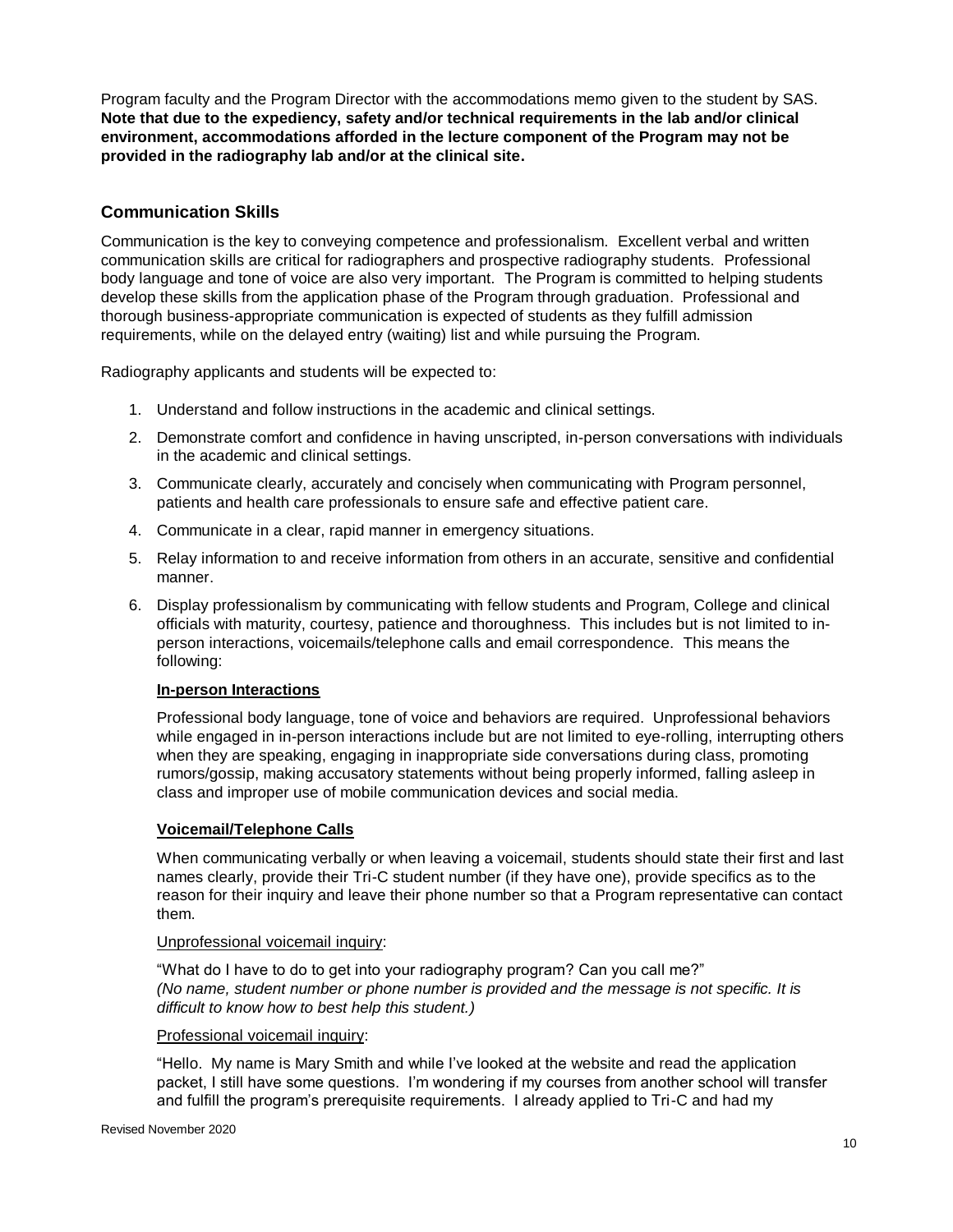Program faculty and the Program Director with the accommodations memo given to the student by SAS. **Note that due to the expediency, safety and/or technical requirements in the lab and/or clinical environment, accommodations afforded in the lecture component of the Program may not be provided in the radiography lab and/or at the clinical site.**

## Communication Skills

Communication is the key to conveying competence and professionalism. Excellent verbal and written communication skills are critical for radiographers and prospective radiography students. Professional body language and tone of voice are also very important. The Program is committed to helping students develop these skills from the application phase of the Program through graduation. Professional and thorough business-appropriate communication is expected of students as they fulfill admission requirements, while on the delayed entry (waiting) list and while pursuing the Program.

Radiography applicants and students will be expected to:

1. Understand and follow instructions in the academic and clinical settings.
2. Demonstrate comfort and confidence in having unscripted, in-person conversations with individuals in the academic and clinical settings.
3. Communicate clearly, accurately and concisely when communicating with Program personnel, patients and health care professionals to ensure safe and effective patient care.
4. Communicate in a clear, rapid manner in emergency situations.
5. Relay information to and receive information from others in an accurate, sensitive and confidential manner.
6. Display professionalism by communicating with fellow students and Program, College and clinical officials with maturity, courtesy, patience and thoroughness. This includes but is not limited to in-person interactions, voicemails/telephone calls and email correspondence. This means the following:

   **In-person Interactions**

   Professional body language, tone of voice and behaviors are required. Unprofessional behaviors while engaged in in-person interactions include but are not limited to eye-rolling, interrupting others when they are speaking, engaging in inappropriate side conversations during class, promoting rumors/gossip, making accusatory statements without being properly informed, falling asleep in class and improper use of mobile communication devices and social media.

   **Voicemail/Telephone Calls**

   When communicating verbally or when leaving a voicemail, students should state their first and last names clearly, provide their Tri-C student number (if they have one), provide specifics as to the reason for their inquiry and leave their phone number so that a Program representative can contact them.

   Unprofessional voicemail inquiry:

   "What do I have to do to get into your radiography program? Can you call me?"
   *(No name, student number or phone number is provided and the message is not specific. It is difficult to know how to best help this student.)*

   Professional voicemail inquiry:

   "Hello. My name is Mary Smith and while I've looked at the website and read the application packet, I still have some questions. I'm wondering if my courses from another school will transfer and fulfill the program's prerequisite requirements. I already applied to Tri-C and had my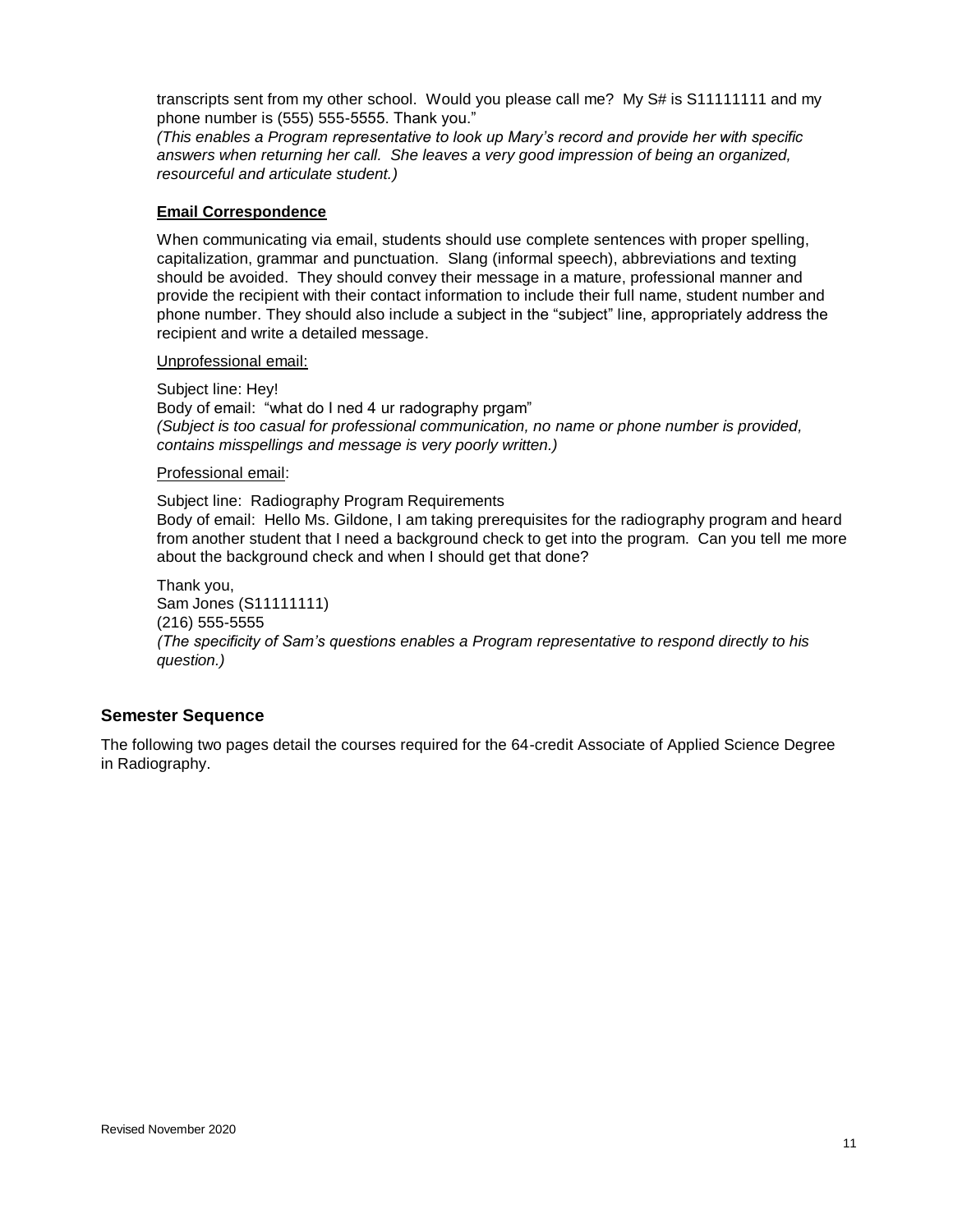transcripts sent from my other school. Would you please call me? My S# is S11111111 and my phone number is (555) 555-5555. Thank you."
*(This enables a Program representative to look up Mary's record and provide her with specific answers when returning her call. She leaves a very good impression of being an organized, resourceful and articulate student.)*

**Email Correspondence**

When communicating via email, students should use complete sentences with proper spelling, capitalization, grammar and punctuation. Slang (informal speech), abbreviations and texting should be avoided. They should convey their message in a mature, professional manner and provide the recipient with their contact information to include their full name, student number and phone number. They should also include a subject in the "subject" line, appropriately address the recipient and write a detailed message.

Unprofessional email:

Subject line: Hey!
Body of email: "what do I ned 4 ur radography prgam"
*(Subject is too casual for professional communication, no name or phone number is provided, contains misspellings and message is very poorly written.)*

Professional email:

Subject line: Radiography Program Requirements
Body of email: Hello Ms. Gildone, I am taking prerequisites for the radiography program and heard from another student that I need a background check to get into the program. Can you tell me more about the background check and when I should get that done?

Thank you,
Sam Jones (S11111111)
(216) 555-5555
*(The specificity of Sam's questions enables a Program representative to respond directly to his question.)*

## Semester Sequence

The following two pages detail the courses required for the 64-credit Associate of Applied Science Degree in Radiography.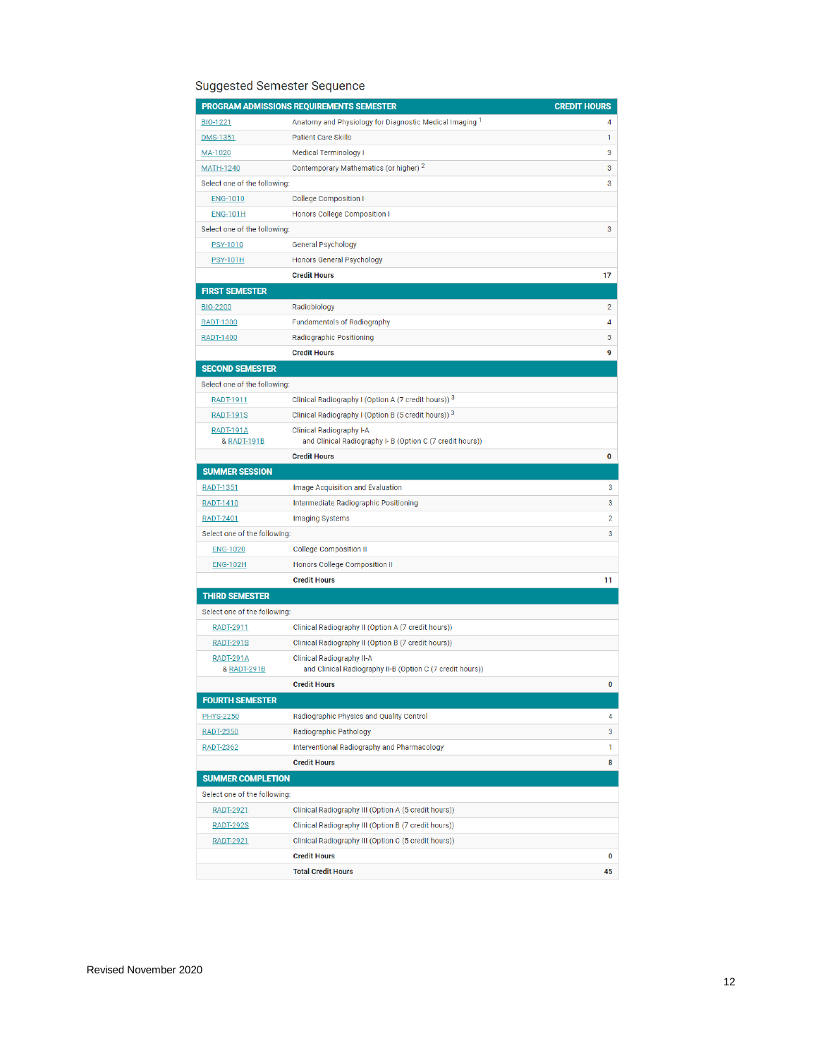## Suggested Semester Sequence

| PROGRAM ADMISSIONS REQUIREMENTS SEMESTER | | CREDIT HOURS |
|---|---|---|
| BIO-1221 | Anatomy and Physiology for Diagnostic Medical Imaging [1] | 4 |
| DMS-1351 | Patient Care Skills | 1 |
| MA-1020 | Medical Terminology I | 3 |
| MATH-1240 | Contemporary Mathematics (or higher) [2] | 3 |
| Select one of the following: | | 3 |
| ENG-1010 | College Composition I | |
| ENG-101H | Honors College Composition I | |
| Select one of the following: | | 3 |
| PSY-1010 | General Psychology | |
| PSY-101H | Honors General Psychology | |
| | **Credit Hours** | 17 |
| **FIRST SEMESTER** | | |
| BIO-2200 | Radiobiology | 2 |
| RADT-1300 | Fundamentals of Radiography | 4 |
| RADT-1400 | Radiographic Positioning | 3 |
| | **Credit Hours** | 9 |
| **SECOND SEMESTER** | | |
| Select one of the following: | | |
| RADT-1911 | Clinical Radiography I (Option A (7 credit hours)) [3] | |
| RADT-191S | Clinical Radiography I (Option B (5 credit hours)) [3] | |
| RADT-191A & RADT-191B | Clinical Radiography I-A and Clinical Radiography I- B (Option C (7 credit hours)) | |
| | **Credit Hours** | 0 |
| **SUMMER SESSION** | | |
| RADT-1351 | Image Acquisition and Evaluation | 3 |
| RADT-1410 | Intermediate Radiographic Positioning | 3 |
| RADT-2401 | Imaging Systems | 2 |
| Select one of the following: | | 3 |
| ENG-1020 | College Composition II | |
| ENG-102H | Honors College Composition II | |
| | **Credit Hours** | 11 |
| **THIRD SEMESTER** | | |
| Select one of the following: | | |
| RADT-2911 | Clinical Radiography II (Option A (7 credit hours)) | |
| RADT-291S | Clinical Radiography II (Option B (7 credit hours)) | |
| RADT-291A & RADT-291B | Clinical Radiography II-A and Clinical Radiography II-B (Option C (7 credit hours)) | |
| | **Credit Hours** | 0 |
| **FOURTH SEMESTER** | | |
| PHYS-2250 | Radiographic Physics and Quality Control | 4 |
| RADT-2350 | Radiographic Pathology | 3 |
| RADT-2362 | Interventional Radiography and Pharmacology | 1 |
| | **Credit Hours** | 8 |
| **SUMMER COMPLETION** | | |
| Select one of the following: | | |
| RADT-2921 | Clinical Radiography III (Option A (5 credit hours)) | |
| RADT-292S | Clinical Radiography III (Option B (7 credit hours)) | |
| RADT-2921 | Clinical Radiography III (Option C (5 credit hours)) | |
| | **Credit Hours** | 0 |
| | **Total Credit Hours** | 45 |

Revised November 2020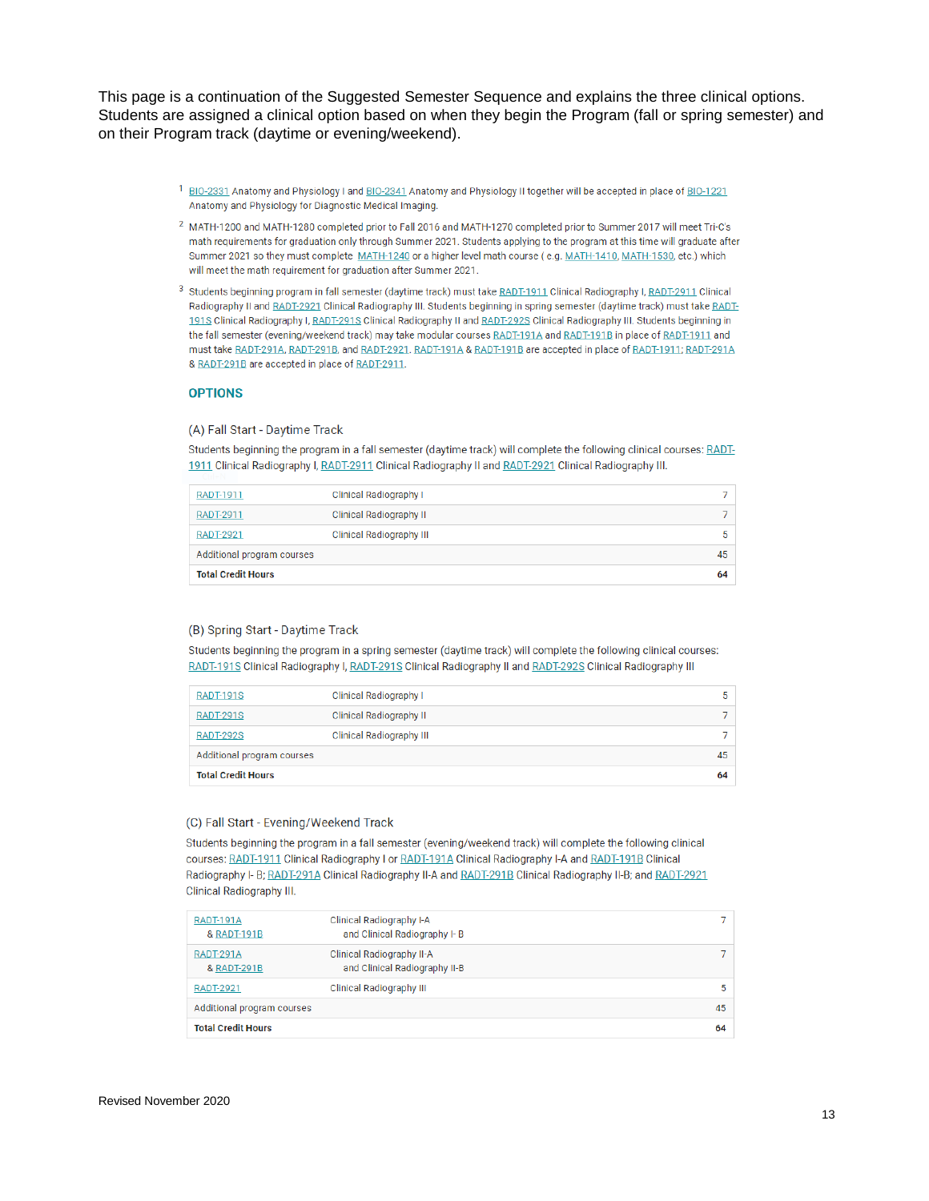This page is a continuation of the Suggested Semester Sequence and explains the three clinical options. Students are assigned a clinical option based on when they begin the Program (fall or spring semester) and on their Program track (daytime or evening/weekend).

1 BIO-2331 Anatomy and Physiology I and BIO-2341 Anatomy and Physiology II together will be accepted in place of BIO-1221 Anatomy and Physiology for Diagnostic Medical Imaging.

2 MATH-1200 and MATH-1280 completed prior to Fall 2016 and MATH-1270 completed prior to Summer 2017 will meet Tri-C's math requirements for graduation only through Summer 2021. Students applying to the program at this time will graduate after Summer 2021 so they must complete MATH-1240 or a higher level math course ( e.g. MATH-1410, MATH-1530, etc.) which will meet the math requirement for graduation after Summer 2021.

3 Students beginning program in fall semester (daytime track) must take RADT-1911 Clinical Radiography I, RADT-2911 Clinical Radiography II and RADT-2921 Clinical Radiography III. Students beginning in spring semester (daytime track) must take RADT-191S Clinical Radiography I, RADT-291S Clinical Radiography II and RADT-292S Clinical Radiography III. Students beginning in the fall semester (evening/weekend track) may take modular courses RADT-191A and RADT-191B in place of RADT-1911 and must take RADT-291A, RADT-291B, and RADT-2921. RADT-191A & RADT-191B are accepted in place of RADT-1911; RADT-291A & RADT-291B are accepted in place of RADT-2911.

### OPTIONS

#### (A) Fall Start - Daytime Track

Students beginning the program in a fall semester (daytime track) will complete the following clinical courses: RADT-1911 Clinical Radiography I, RADT-2911 Clinical Radiography II and RADT-2921 Clinical Radiography III.

| | | |
|---|---|---|
| RADT-1911 | Clinical Radiography I | 7 |
| RADT-2911 | Clinical Radiography II | 7 |
| RADT-2921 | Clinical Radiography III | 5 |
| Additional program courses | | 45 |
| **Total Credit Hours** | | **64** |

#### (B) Spring Start - Daytime Track

Students beginning the program in a spring semester (daytime track) will complete the following clinical courses: RADT-191S Clinical Radiography I, RADT-291S Clinical Radiography II and RADT-292S Clinical Radiography III

| | | |
|---|---|---|
| RADT-191S | Clinical Radiography I | 5 |
| RADT-291S | Clinical Radiography II | 7 |
| RADT-292S | Clinical Radiography III | 7 |
| Additional program courses | | 45 |
| **Total Credit Hours** | | **64** |

#### (C) Fall Start - Evening/Weekend Track

Students beginning the program in a fall semester (evening/weekend track) will complete the following clinical courses: RADT-1911 Clinical Radiography I or RADT-191A Clinical Radiography I-A and RADT-191B Clinical Radiography I- B; RADT-291A Clinical Radiography II-A and RADT-291B Clinical Radiography II-B; and RADT-2921 Clinical Radiography III.

| | | |
|---|---|---|
| RADT-191A & RADT-191B | Clinical Radiography I-A and Clinical Radiography I- B | 7 |
| RADT-291A & RADT-291B | Clinical Radiography II-A and Clinical Radiography II-B | 7 |
| RADT-2921 | Clinical Radiography III | 5 |
| Additional program courses | | 45 |
| **Total Credit Hours** | | **64** |

Revised November 2020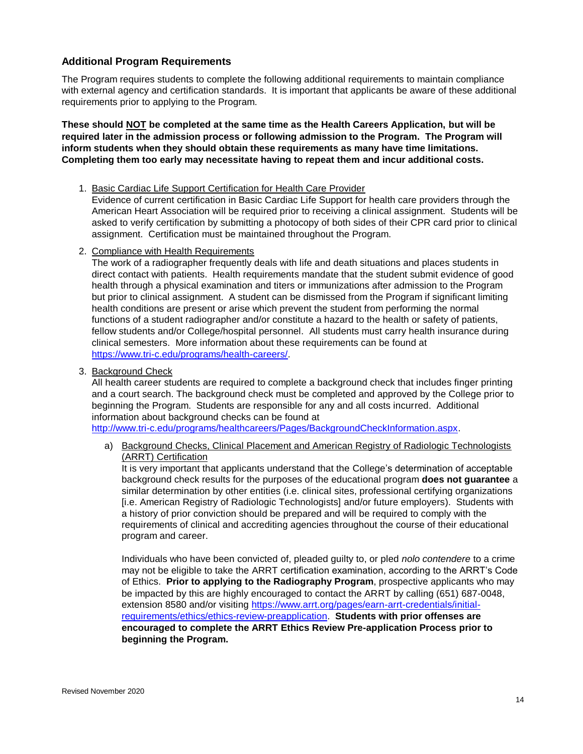### Additional Program Requirements

The Program requires students to complete the following additional requirements to maintain compliance with external agency and certification standards. It is important that applicants be aware of these additional requirements prior to applying to the Program.

**These should NOT be completed at the same time as the Health Careers Application, but will be required later in the admission process or following admission to the Program. The Program will inform students when they should obtain these requirements as many have time limitations. Completing them too early may necessitate having to repeat them and incur additional costs.**

1. Basic Cardiac Life Support Certification for Health Care Provider
   Evidence of current certification in Basic Cardiac Life Support for health care providers through the American Heart Association will be required prior to receiving a clinical assignment. Students will be asked to verify certification by submitting a photocopy of both sides of their CPR card prior to clinical assignment. Certification must be maintained throughout the Program.

2. Compliance with Health Requirements
   The work of a radiographer frequently deals with life and death situations and places students in direct contact with patients. Health requirements mandate that the student submit evidence of good health through a physical examination and titers or immunizations after admission to the Program but prior to clinical assignment. A student can be dismissed from the Program if significant limiting health conditions are present or arise which prevent the student from performing the normal functions of a student radiographer and/or constitute a hazard to the health or safety of patients, fellow students and/or College/hospital personnel. All students must carry health insurance during clinical semesters. More information about these requirements can be found at https://www.tri-c.edu/programs/health-careers/.

3. Background Check
   All health career students are required to complete a background check that includes finger printing and a court search. The background check must be completed and approved by the College prior to beginning the Program. Students are responsible for any and all costs incurred. Additional information about background checks can be found at http://www.tri-c.edu/programs/healthcareers/Pages/BackgroundCheckInformation.aspx.

   a) Background Checks, Clinical Placement and American Registry of Radiologic Technologists (ARRT) Certification
      It is very important that applicants understand that the College's determination of acceptable background check results for the purposes of the educational program **does not guarantee** a similar determination by other entities (i.e. clinical sites, professional certifying organizations [i.e. American Registry of Radiologic Technologists] and/or future employers). Students with a history of prior conviction should be prepared and will be required to comply with the requirements of clinical and accrediting agencies throughout the course of their educational program and career.

      Individuals who have been convicted of, pleaded guilty to, or pled *nolo contendere* to a crime may not be eligible to take the ARRT certification examination, according to the ARRT's Code of Ethics. **Prior to applying to the Radiography Program**, prospective applicants who may be impacted by this are highly encouraged to contact the ARRT by calling (651) 687-0048, extension 8580 and/or visiting https://www.arrt.org/pages/earn-arrt-credentials/initial-requirements/ethics/ethics-review-preapplication. **Students with prior offenses are encouraged to complete the ARRT Ethics Review Pre-application Process prior to beginning the Program.**

Revised November 2020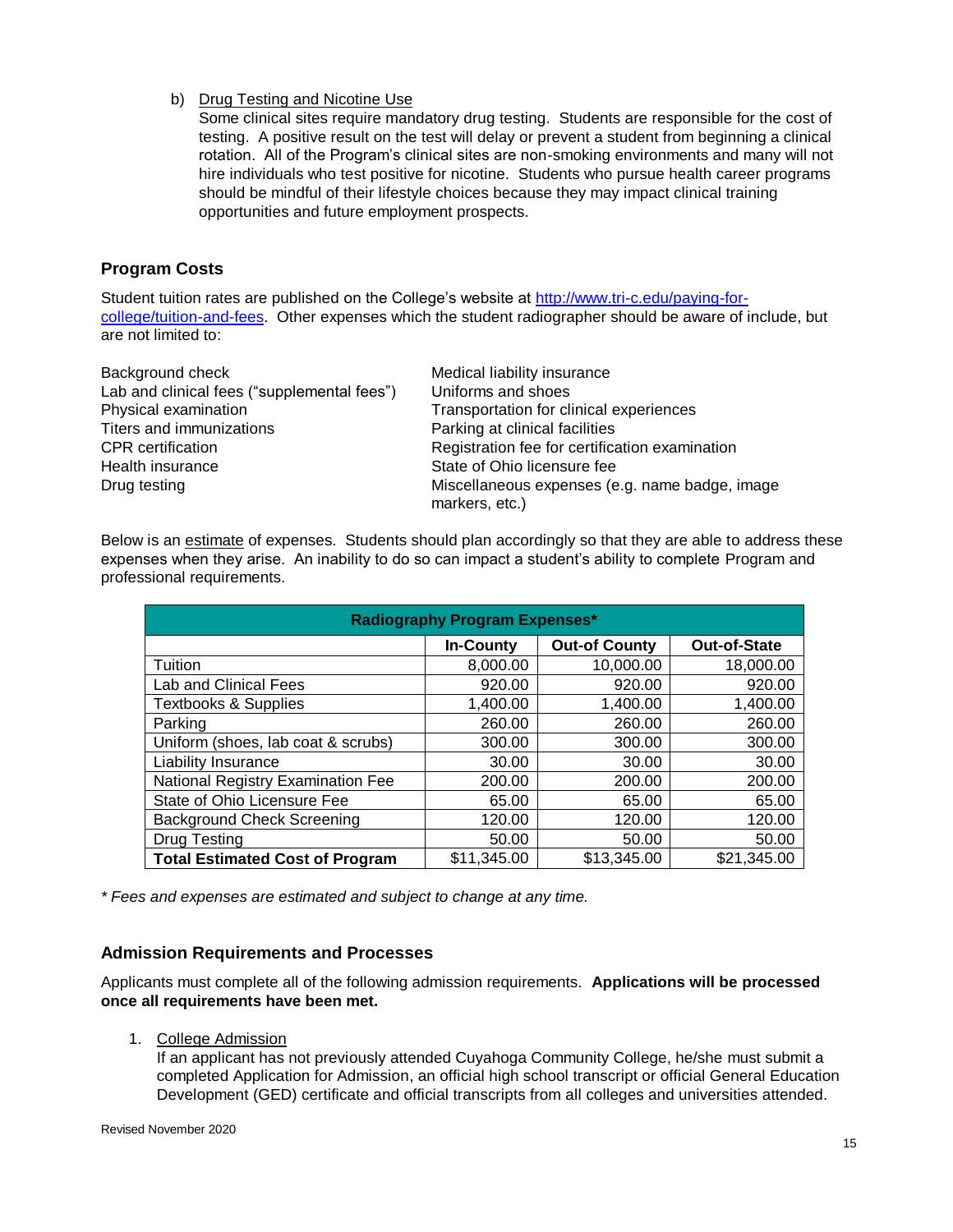b) Drug Testing and Nicotine Use

Some clinical sites require mandatory drug testing. Students are responsible for the cost of testing. A positive result on the test will delay or prevent a student from beginning a clinical rotation. All of the Program's clinical sites are non-smoking environments and many will not hire individuals who test positive for nicotine. Students who pursue health career programs should be mindful of their lifestyle choices because they may impact clinical training opportunities and future employment prospects.

## Program Costs

Student tuition rates are published on the College's website at [http://www.tri-c.edu/paying-for-college/tuition-and-fees](http://www.tri-c.edu/paying-for-college/tuition-and-fees). Other expenses which the student radiographer should be aware of include, but are not limited to:

- Background check
- Lab and clinical fees ("supplemental fees")
- Physical examination
- Titers and immunizations
- CPR certification
- Health insurance
- Drug testing
- Medical liability insurance
- Uniforms and shoes
- Transportation for clinical experiences
- Parking at clinical facilities
- Registration fee for certification examination
- State of Ohio licensure fee
- Miscellaneous expenses (e.g. name badge, image markers, etc.)

Below is an estimate of expenses. Students should plan accordingly so that they are able to address these expenses when they arise. An inability to do so can impact a student's ability to complete Program and professional requirements.

| Radiography Program Expenses* | | | |
|---|---|---|---|
| | **In-County** | **Out-of County** | **Out-of-State** |
| Tuition | 8,000.00 | 10,000.00 | 18,000.00 |
| Lab and Clinical Fees | 920.00 | 920.00 | 920.00 |
| Textbooks & Supplies | 1,400.00 | 1,400.00 | 1,400.00 |
| Parking | 260.00 | 260.00 | 260.00 |
| Uniform (shoes, lab coat & scrubs) | 300.00 | 300.00 | 300.00 |
| Liability Insurance | 30.00 | 30.00 | 30.00 |
| National Registry Examination Fee | 200.00 | 200.00 | 200.00 |
| State of Ohio Licensure Fee | 65.00 | 65.00 | 65.00 |
| Background Check Screening | 120.00 | 120.00 | 120.00 |
| Drug Testing | 50.00 | 50.00 | 50.00 |
| **Total Estimated Cost of Program** | $11,345.00 | $13,345.00 | $21,345.00 |

*\* Fees and expenses are estimated and subject to change at any time.*

## Admission Requirements and Processes

Applicants must complete all of the following admission requirements. **Applications will be processed once all requirements have been met.**

1. College Admission

   If an applicant has not previously attended Cuyahoga Community College, he/she must submit a completed Application for Admission, an official high school transcript or official General Education Development (GED) certificate and official transcripts from all colleges and universities attended.

Revised November 2020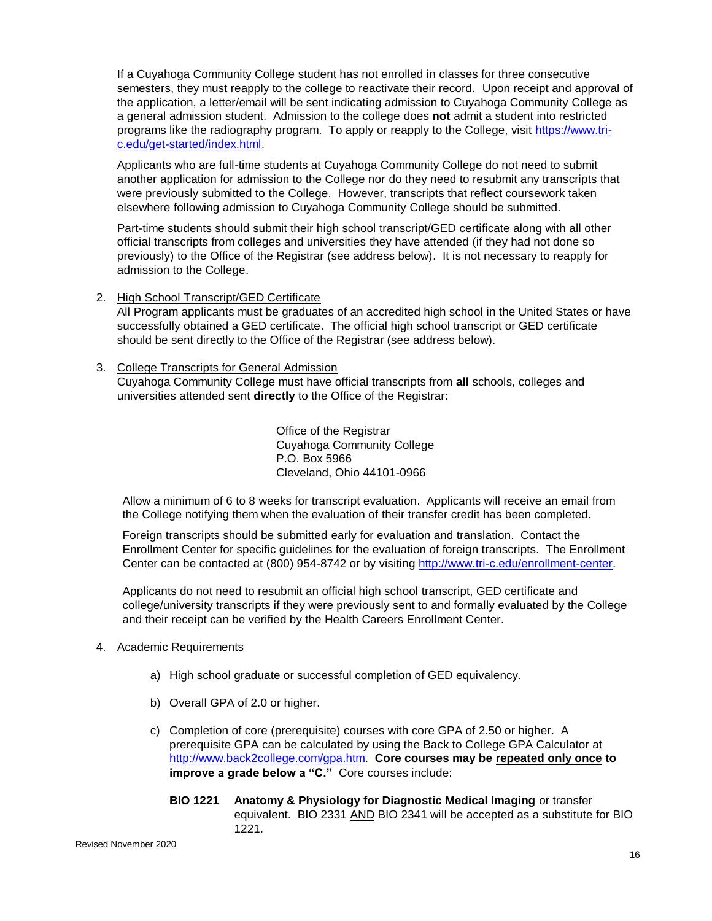If a Cuyahoga Community College student has not enrolled in classes for three consecutive semesters, they must reapply to the college to reactivate their record. Upon receipt and approval of the application, a letter/email will be sent indicating admission to Cuyahoga Community College as a general admission student. Admission to the college does **not** admit a student into restricted programs like the radiography program. To apply or reapply to the College, visit https://www.tri-c.edu/get-started/index.html.

Applicants who are full-time students at Cuyahoga Community College do not need to submit another application for admission to the College nor do they need to resubmit any transcripts that were previously submitted to the College. However, transcripts that reflect coursework taken elsewhere following admission to Cuyahoga Community College should be submitted.

Part-time students should submit their high school transcript/GED certificate along with all other official transcripts from colleges and universities they have attended (if they had not done so previously) to the Office of the Registrar (see address below). It is not necessary to reapply for admission to the College.

2. High School Transcript/GED Certificate
   All Program applicants must be graduates of an accredited high school in the United States or have successfully obtained a GED certificate. The official high school transcript or GED certificate should be sent directly to the Office of the Registrar (see address below).

3. College Transcripts for General Admission
   Cuyahoga Community College must have official transcripts from **all** schools, colleges and universities attended sent **directly** to the Office of the Registrar:

   Office of the Registrar
   Cuyahoga Community College
   P.O. Box 5966
   Cleveland, Ohio 44101-0966

   Allow a minimum of 6 to 8 weeks for transcript evaluation. Applicants will receive an email from the College notifying them when the evaluation of their transfer credit has been completed.

   Foreign transcripts should be submitted early for evaluation and translation. Contact the Enrollment Center for specific guidelines for the evaluation of foreign transcripts. The Enrollment Center can be contacted at (800) 954-8742 or by visiting http://www.tri-c.edu/enrollment-center.

   Applicants do not need to resubmit an official high school transcript, GED certificate and college/university transcripts if they were previously sent to and formally evaluated by the College and their receipt can be verified by the Health Careers Enrollment Center.

4. Academic Requirements

   a) High school graduate or successful completion of GED equivalency.

   b) Overall GPA of 2.0 or higher.

   c) Completion of core (prerequisite) courses with core GPA of 2.50 or higher. A prerequisite GPA can be calculated by using the Back to College GPA Calculator at http://www.back2college.com/gpa.htm. **Core courses may be repeated only once to improve a grade below a "C."** Core courses include:

   **BIO 1221** **Anatomy & Physiology for Diagnostic Medical Imaging** or transfer equivalent. BIO 2331 AND BIO 2341 will be accepted as a substitute for BIO 1221.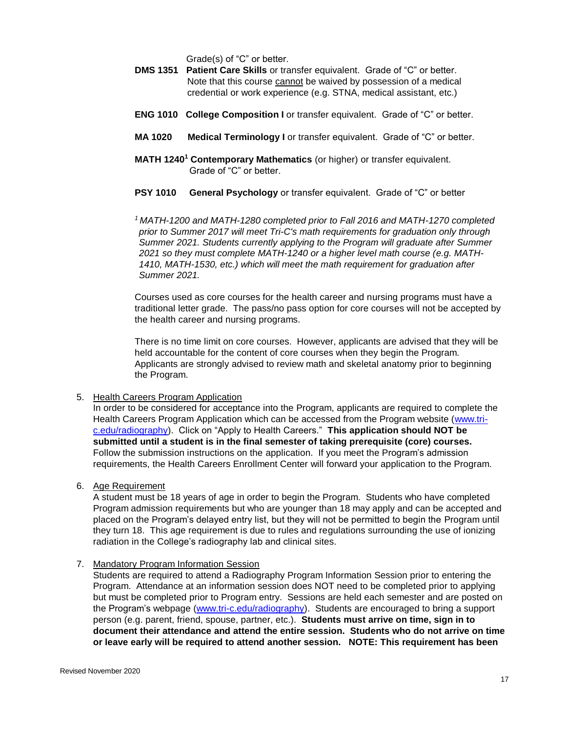Grade(s) of "C" or better.

**DMS 1351 Patient Care Skills** or transfer equivalent. Grade of "C" or better. Note that this course cannot be waived by possession of a medical credential or work experience (e.g. STNA, medical assistant, etc.)

**ENG 1010 College Composition I** or transfer equivalent. Grade of "C" or better.

**MA 1020 Medical Terminology I** or transfer equivalent. Grade of "C" or better.

**MATH 1240[1] Contemporary Mathematics** (or higher) or transfer equivalent. Grade of "C" or better.

**PSY 1010 General Psychology** or transfer equivalent. Grade of "C" or better

*[1] MATH-1200 and MATH-1280 completed prior to Fall 2016 and MATH-1270 completed prior to Summer 2017 will meet Tri-C's math requirements for graduation only through Summer 2021. Students currently applying to the Program will graduate after Summer 2021 so they must complete MATH-1240 or a higher level math course (e.g. MATH-1410, MATH-1530, etc.) which will meet the math requirement for graduation after Summer 2021.*

Courses used as core courses for the health career and nursing programs must have a traditional letter grade. The pass/no pass option for core courses will not be accepted by the health career and nursing programs.

There is no time limit on core courses. However, applicants are advised that they will be held accountable for the content of core courses when they begin the Program. Applicants are strongly advised to review math and skeletal anatomy prior to beginning the Program.

5. Health Careers Program Application
   In order to be considered for acceptance into the Program, applicants are required to complete the Health Careers Program Application which can be accessed from the Program website (www.tri-c.edu/radiography). Click on "Apply to Health Careers." **This application should NOT be submitted until a student is in the final semester of taking prerequisite (core) courses.** Follow the submission instructions on the application. If you meet the Program's admission requirements, the Health Careers Enrollment Center will forward your application to the Program.

6. Age Requirement
   A student must be 18 years of age in order to begin the Program. Students who have completed Program admission requirements but who are younger than 18 may apply and can be accepted and placed on the Program's delayed entry list, but they will not be permitted to begin the Program until they turn 18. This age requirement is due to rules and regulations surrounding the use of ionizing radiation in the College's radiography lab and clinical sites.

7. Mandatory Program Information Session
   Students are required to attend a Radiography Program Information Session prior to entering the Program. Attendance at an information session does NOT need to be completed prior to applying but must be completed prior to Program entry. Sessions are held each semester and are posted on the Program's webpage (www.tri-c.edu/radiography). Students are encouraged to bring a support person (e.g. parent, friend, spouse, partner, etc.). **Students must arrive on time, sign in to document their attendance and attend the entire session. Students who do not arrive on time or leave early will be required to attend another session. NOTE: This requirement has been**

Revised November 2020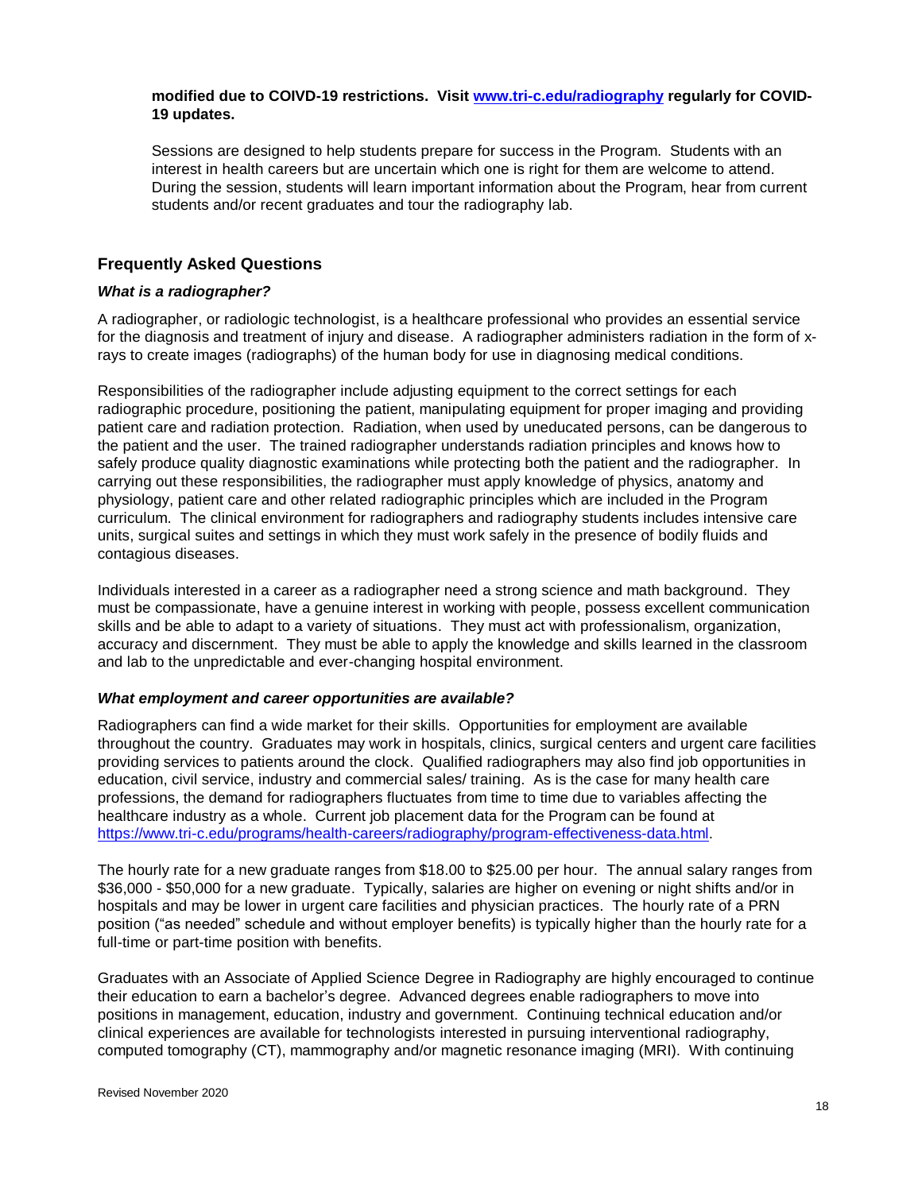**modified due to COIVD-19 restrictions. Visit [www.tri-c.edu/radiography](www.tri-c.edu/radiography) regularly for COVID-19 updates.**

Sessions are designed to help students prepare for success in the Program. Students with an interest in health careers but are uncertain which one is right for them are welcome to attend. During the session, students will learn important information about the Program, hear from current students and/or recent graduates and tour the radiography lab.

## Frequently Asked Questions

### *What is a radiographer?*

A radiographer, or radiologic technologist, is a healthcare professional who provides an essential service for the diagnosis and treatment of injury and disease. A radiographer administers radiation in the form of x-rays to create images (radiographs) of the human body for use in diagnosing medical conditions.

Responsibilities of the radiographer include adjusting equipment to the correct settings for each radiographic procedure, positioning the patient, manipulating equipment for proper imaging and providing patient care and radiation protection. Radiation, when used by uneducated persons, can be dangerous to the patient and the user. The trained radiographer understands radiation principles and knows how to safely produce quality diagnostic examinations while protecting both the patient and the radiographer. In carrying out these responsibilities, the radiographer must apply knowledge of physics, anatomy and physiology, patient care and other related radiographic principles which are included in the Program curriculum. The clinical environment for radiographers and radiography students includes intensive care units, surgical suites and settings in which they must work safely in the presence of bodily fluids and contagious diseases.

Individuals interested in a career as a radiographer need a strong science and math background. They must be compassionate, have a genuine interest in working with people, possess excellent communication skills and be able to adapt to a variety of situations. They must act with professionalism, organization, accuracy and discernment. They must be able to apply the knowledge and skills learned in the classroom and lab to the unpredictable and ever-changing hospital environment.

### *What employment and career opportunities are available?*

Radiographers can find a wide market for their skills. Opportunities for employment are available throughout the country. Graduates may work in hospitals, clinics, surgical centers and urgent care facilities providing services to patients around the clock. Qualified radiographers may also find job opportunities in education, civil service, industry and commercial sales/ training. As is the case for many health care professions, the demand for radiographers fluctuates from time to time due to variables affecting the healthcare industry as a whole. Current job placement data for the Program can be found at [https://www.tri-c.edu/programs/health-careers/radiography/program-effectiveness-data.html](https://www.tri-c.edu/programs/health-careers/radiography/program-effectiveness-data.html).

The hourly rate for a new graduate ranges from $18.00 to $25.00 per hour. The annual salary ranges from $36,000 - $50,000 for a new graduate. Typically, salaries are higher on evening or night shifts and/or in hospitals and may be lower in urgent care facilities and physician practices. The hourly rate of a PRN position ("as needed" schedule and without employer benefits) is typically higher than the hourly rate for a full-time or part-time position with benefits.

Graduates with an Associate of Applied Science Degree in Radiography are highly encouraged to continue their education to earn a bachelor's degree. Advanced degrees enable radiographers to move into positions in management, education, industry and government. Continuing technical education and/or clinical experiences are available for technologists interested in pursuing interventional radiography, computed tomography (CT), mammography and/or magnetic resonance imaging (MRI). With continuing

Revised November 2020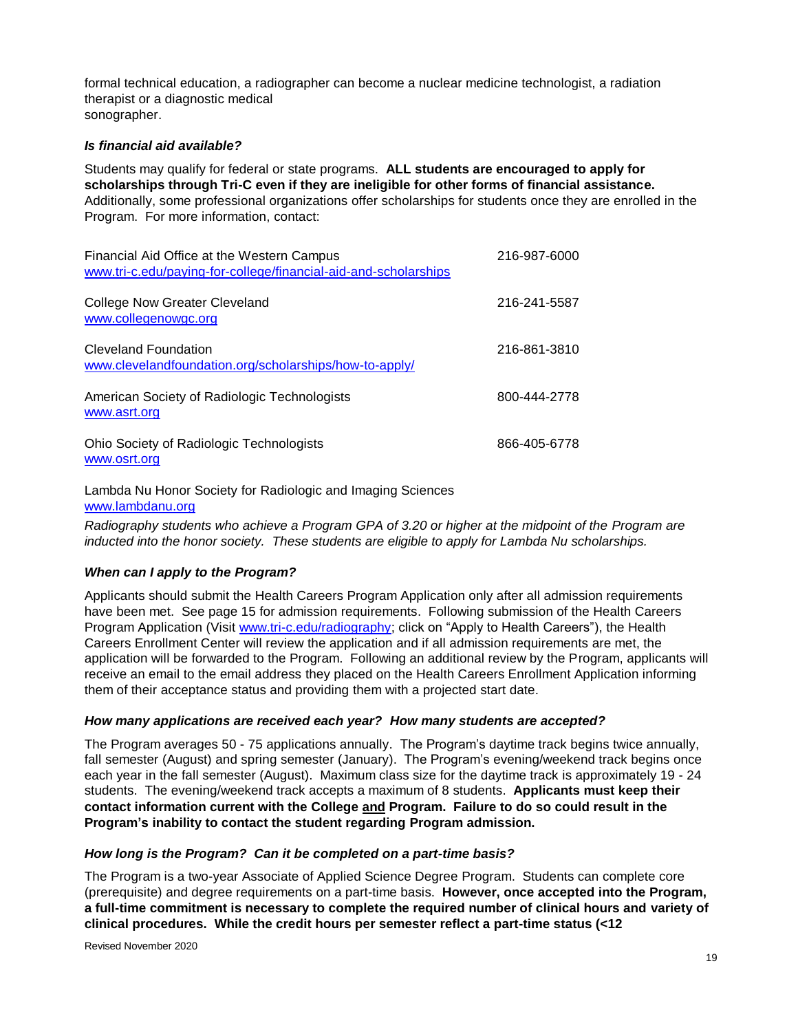formal technical education, a radiographer can become a nuclear medicine technologist, a radiation therapist or a diagnostic medical sonographer.

***Is financial aid available?***

Students may qualify for federal or state programs. **ALL students are encouraged to apply for scholarships through Tri-C even if they are ineligible for other forms of financial assistance.** Additionally, some professional organizations offer scholarships for students once they are enrolled in the Program. For more information, contact:

| | |
|---|---|
| Financial Aid Office at the Western Campus<br>www.tri-c.edu/paying-for-college/financial-aid-and-scholarships | 216-987-6000 |
| College Now Greater Cleveland<br>www.collegenowgc.org | 216-241-5587 |
| Cleveland Foundation<br>www.clevelandfoundation.org/scholarships/how-to-apply/ | 216-861-3810 |
| American Society of Radiologic Technologists<br>www.asrt.org | 800-444-2778 |
| Ohio Society of Radiologic Technologists<br>www.osrt.org | 866-405-6778 |

Lambda Nu Honor Society for Radiologic and Imaging Sciences
www.lambdanu.org

*Radiography students who achieve a Program GPA of 3.20 or higher at the midpoint of the Program are inducted into the honor society. These students are eligible to apply for Lambda Nu scholarships.*

***When can I apply to the Program?***

Applicants should submit the Health Careers Program Application only after all admission requirements have been met. See page 15 for admission requirements. Following submission of the Health Careers Program Application (Visit www.tri-c.edu/radiography; click on "Apply to Health Careers"), the Health Careers Enrollment Center will review the application and if all admission requirements are met, the application will be forwarded to the Program. Following an additional review by the Program, applicants will receive an email to the email address they placed on the Health Careers Enrollment Application informing them of their acceptance status and providing them with a projected start date.

***How many applications are received each year? How many students are accepted?***

The Program averages 50 - 75 applications annually. The Program's daytime track begins twice annually, fall semester (August) and spring semester (January). The Program's evening/weekend track begins once each year in the fall semester (August). Maximum class size for the daytime track is approximately 19 - 24 students. The evening/weekend track accepts a maximum of 8 students. **Applicants must keep their contact information current with the College <u>and</u> Program. Failure to do so could result in the Program's inability to contact the student regarding Program admission.**

***How long is the Program? Can it be completed on a part-time basis?***

The Program is a two-year Associate of Applied Science Degree Program. Students can complete core (prerequisite) and degree requirements on a part-time basis. **However, once accepted into the Program, a full-time commitment is necessary to complete the required number of clinical hours and variety of clinical procedures. While the credit hours per semester reflect a part-time status (<12**

Revised November 2020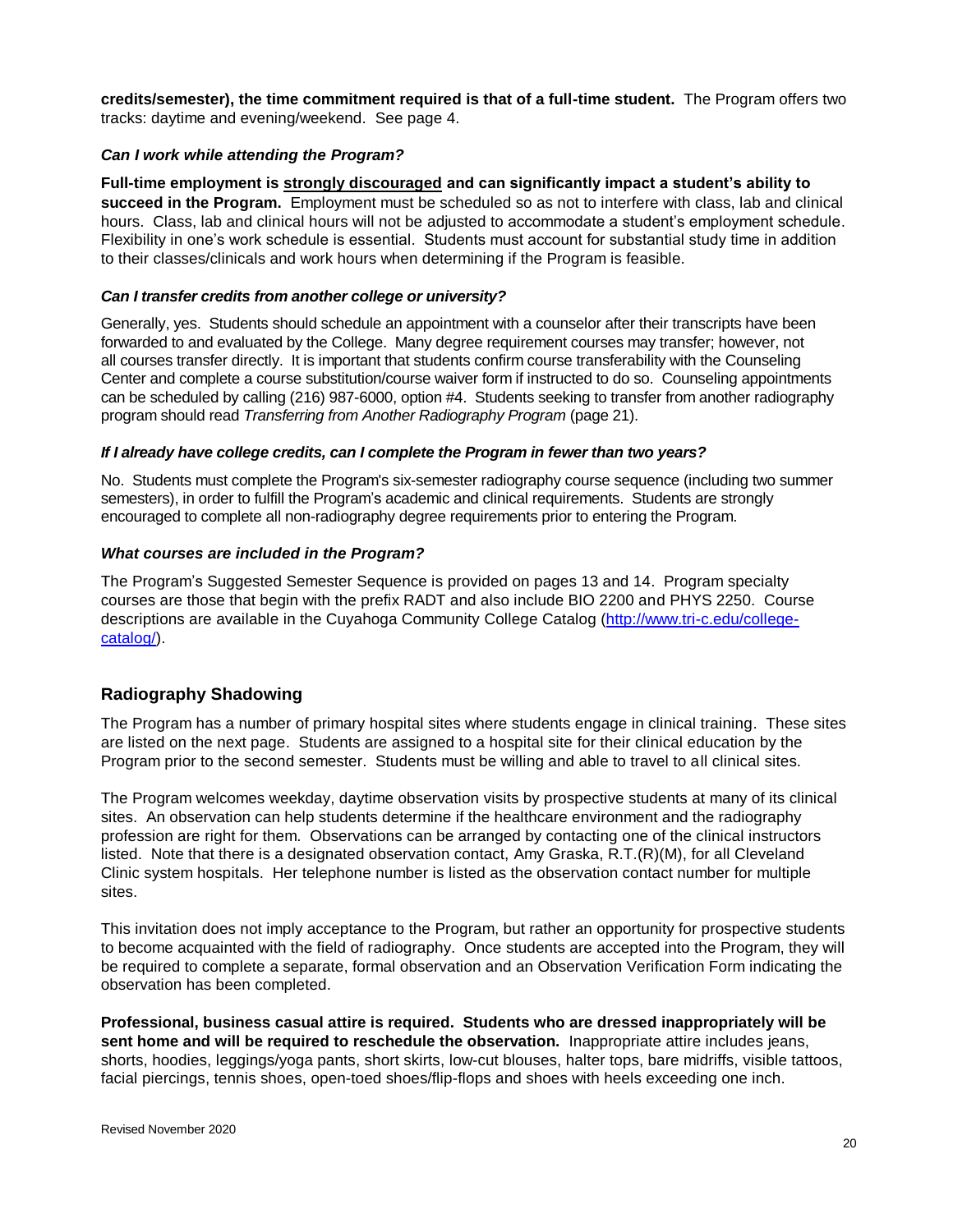**credits/semester), the time commitment required is that of a full-time student.** The Program offers two tracks: daytime and evening/weekend. See page 4.

***Can I work while attending the Program?***

**Full-time employment is strongly discouraged and can significantly impact a student's ability to succeed in the Program.** Employment must be scheduled so as not to interfere with class, lab and clinical hours. Class, lab and clinical hours will not be adjusted to accommodate a student's employment schedule. Flexibility in one's work schedule is essential. Students must account for substantial study time in addition to their classes/clinicals and work hours when determining if the Program is feasible.

***Can I transfer credits from another college or university?***

Generally, yes. Students should schedule an appointment with a counselor after their transcripts have been forwarded to and evaluated by the College. Many degree requirement courses may transfer; however, not all courses transfer directly. It is important that students confirm course transferability with the Counseling Center and complete a course substitution/course waiver form if instructed to do so. Counseling appointments can be scheduled by calling (216) 987-6000, option #4. Students seeking to transfer from another radiography program should read *Transferring from Another Radiography Program* (page 21).

***If I already have college credits, can I complete the Program in fewer than two years?***

No. Students must complete the Program's six-semester radiography course sequence (including two summer semesters), in order to fulfill the Program's academic and clinical requirements. Students are strongly encouraged to complete all non-radiography degree requirements prior to entering the Program.

***What courses are included in the Program?***

The Program's Suggested Semester Sequence is provided on pages 13 and 14. Program specialty courses are those that begin with the prefix RADT and also include BIO 2200 and PHYS 2250. Course descriptions are available in the Cuyahoga Community College Catalog (http://www.tri-c.edu/college-catalog/).

## Radiography Shadowing

The Program has a number of primary hospital sites where students engage in clinical training. These sites are listed on the next page. Students are assigned to a hospital site for their clinical education by the Program prior to the second semester. Students must be willing and able to travel to all clinical sites.

The Program welcomes weekday, daytime observation visits by prospective students at many of its clinical sites. An observation can help students determine if the healthcare environment and the radiography profession are right for them. Observations can be arranged by contacting one of the clinical instructors listed. Note that there is a designated observation contact, Amy Graska, R.T.(R)(M), for all Cleveland Clinic system hospitals. Her telephone number is listed as the observation contact number for multiple sites.

This invitation does not imply acceptance to the Program, but rather an opportunity for prospective students to become acquainted with the field of radiography. Once students are accepted into the Program, they will be required to complete a separate, formal observation and an Observation Verification Form indicating the observation has been completed.

**Professional, business casual attire is required. Students who are dressed inappropriately will be sent home and will be required to reschedule the observation.** Inappropriate attire includes jeans, shorts, hoodies, leggings/yoga pants, short skirts, low-cut blouses, halter tops, bare midriffs, visible tattoos, facial piercings, tennis shoes, open-toed shoes/flip-flops and shoes with heels exceeding one inch.

Revised November 2020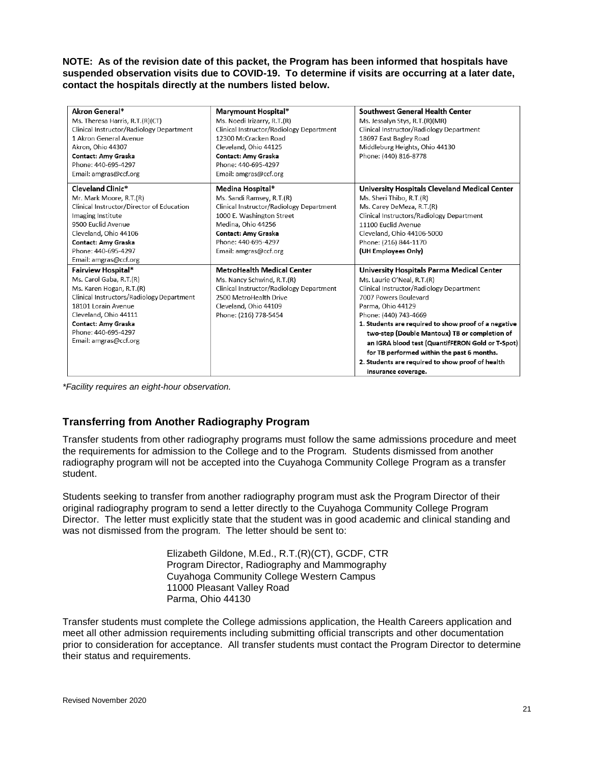**NOTE: As of the revision date of this packet, the Program has been informed that hospitals have suspended observation visits due to COVID-19. To determine if visits are occurring at a later date, contact the hospitals directly at the numbers listed below.**

| | | |
|---|---|---|
| **Akron General*** <br> Ms. Theresa Harris, R.T.(R)(CT) <br> Clinical Instructor/Radiology Department <br> 1 Akron General Avenue <br> Akron, Ohio 44307 <br> **Contact: Amy Graska** <br> Phone: 440-695-4297 <br> Email: amgras@ccf.org | **Marymount Hospital*** <br> Ms. Noedi Irizarry, R.T.(R) <br> Clinical Instructor/Radiology Department <br> 12300 McCracken Road <br> Cleveland, Ohio 44125 <br> **Contact: Amy Graska** <br> Phone: 440-695-4297 <br> Email: amgras@ccf.org | **Southwest General Health Center** <br> Ms. Jessalyn Stys, R.T.(R)(MR) <br> Clinical Instructor/Radiology Department <br> 18697 East Bagley Road <br> Middleburg Heights, Ohio 44130 <br> Phone: (440) 816-8778 |
| **Cleveland Clinic*** <br> Mr. Mark Moore, R.T.(R) <br> Clinical Instructor/Director of Education <br> Imaging Institute <br> 9500 Euclid Avenue <br> Cleveland, Ohio 44106 <br> **Contact: Amy Graska** <br> Phone: 440-695-4297 <br> Email: amgras@ccf.org | **Medina Hospital*** <br> Ms. Sandi Ramsey, R.T.(R) <br> Clinical Instructor/Radiology Department <br> 1000 E. Washington Street <br> Medina, Ohio 44256 <br> **Contact: Amy Graska** <br> Phone: 440-695-4297 <br> Email: amgras@ccf.org | **University Hospitals Cleveland Medical Center** <br> Ms. Sheri Thibo, R.T.(R) <br> Ms. Carey DeMeza, R.T.(R) <br> Clinical Instructors/Radiology Department <br> 11100 Euclid Avenue <br> Cleveland, Ohio 44106-5000 <br> Phone: (216) 844-1170 <br> **(UH Employees Only)** |
| **Fairview Hospital*** <br> Ms. Carol Gaba, R.T.(R) <br> Ms. Karen Hogan, R.T.(R) <br> Clinical Instructors/Radiology Department <br> 18101 Lorain Avenue <br> Cleveland, Ohio 44111 <br> **Contact: Amy Graska** <br> Phone: 440-695-4297 <br> Email: amgras@ccf.org | **MetroHealth Medical Center** <br> Ms. Nancy Schwind, R.T.(R) <br> Clinical Instructor/Radiology Department <br> 2500 MetroHealth Drive <br> Cleveland, Ohio 44109 <br> Phone: (216) 778-5454 | **University Hospitals Parma Medical Center** <br> Ms. Laurie O'Neal, R.T.(R) <br> Clinical Instructor/Radiology Department <br> 7007 Powers Boulevard <br> Parma, Ohio 44129 <br> Phone: (440) 743-4669 <br> **1. Students are required to show proof of a negative two-step (Double Mantoux) TB or completion of an IGRA blood test (QuantiFERON Gold or T-Spot) for TB performed within the past 6 months.** <br> **2. Students are required to show proof of health insurance coverage.** |

*\*Facility requires an eight-hour observation.*

## Transferring from Another Radiography Program

Transfer students from other radiography programs must follow the same admissions procedure and meet the requirements for admission to the College and to the Program. Students dismissed from another radiography program will not be accepted into the Cuyahoga Community College Program as a transfer student.

Students seeking to transfer from another radiography program must ask the Program Director of their original radiography program to send a letter directly to the Cuyahoga Community College Program Director. The letter must explicitly state that the student was in good academic and clinical standing and was not dismissed from the program. The letter should be sent to:

Elizabeth Gildone, M.Ed., R.T.(R)(CT), GCDF, CTR
Program Director, Radiography and Mammography
Cuyahoga Community College Western Campus
11000 Pleasant Valley Road
Parma, Ohio 44130

Transfer students must complete the College admissions application, the Health Careers application and meet all other admission requirements including submitting official transcripts and other documentation prior to consideration for acceptance. All transfer students must contact the Program Director to determine their status and requirements.

Revised November 2020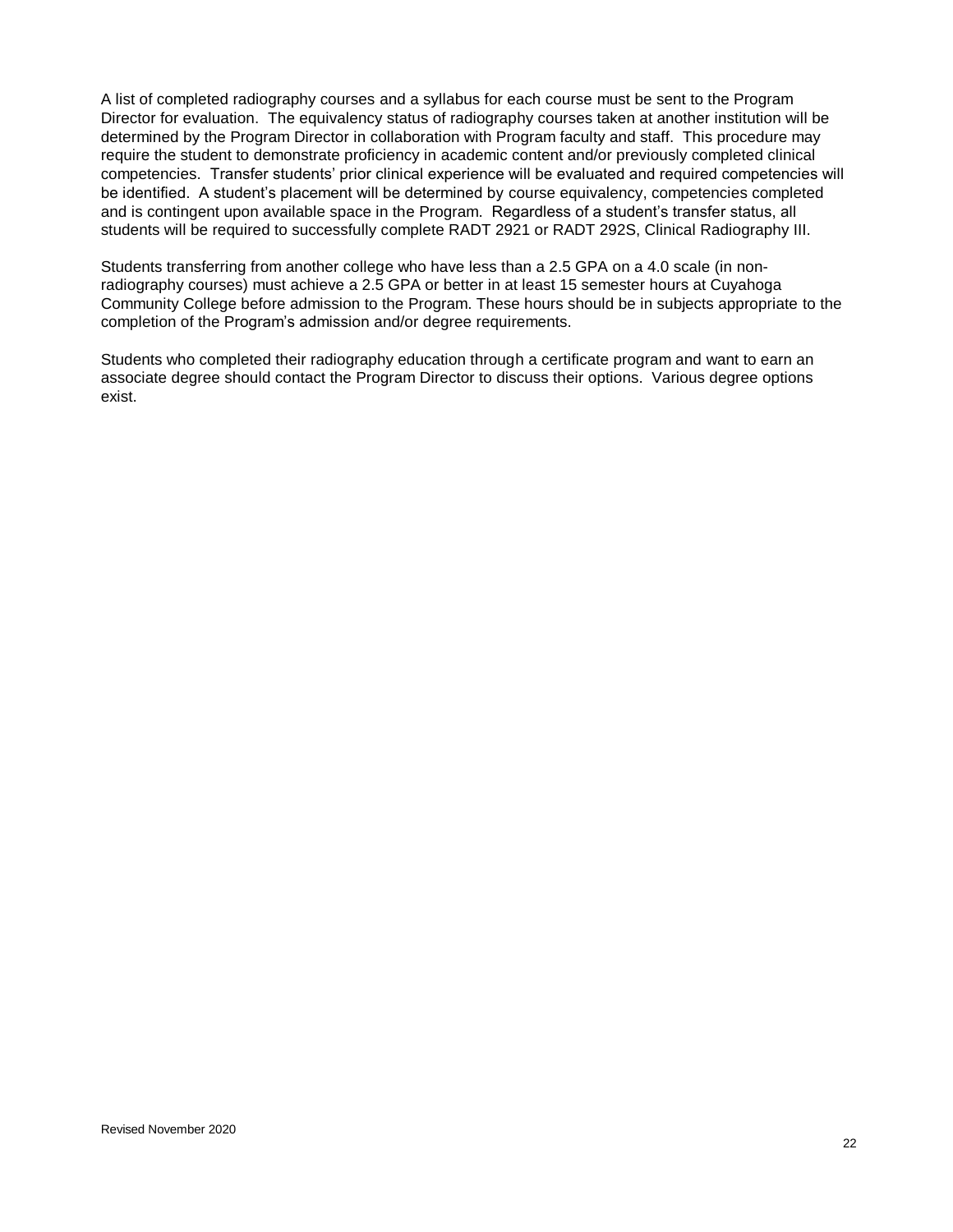A list of completed radiography courses and a syllabus for each course must be sent to the Program Director for evaluation. The equivalency status of radiography courses taken at another institution will be determined by the Program Director in collaboration with Program faculty and staff. This procedure may require the student to demonstrate proficiency in academic content and/or previously completed clinical competencies. Transfer students' prior clinical experience will be evaluated and required competencies will be identified. A student's placement will be determined by course equivalency, competencies completed and is contingent upon available space in the Program. Regardless of a student's transfer status, all students will be required to successfully complete RADT 2921 or RADT 292S, Clinical Radiography III.

Students transferring from another college who have less than a 2.5 GPA on a 4.0 scale (in non-radiography courses) must achieve a 2.5 GPA or better in at least 15 semester hours at Cuyahoga Community College before admission to the Program. These hours should be in subjects appropriate to the completion of the Program's admission and/or degree requirements.

Students who completed their radiography education through a certificate program and want to earn an associate degree should contact the Program Director to discuss their options. Various degree options exist.

Revised November 2020